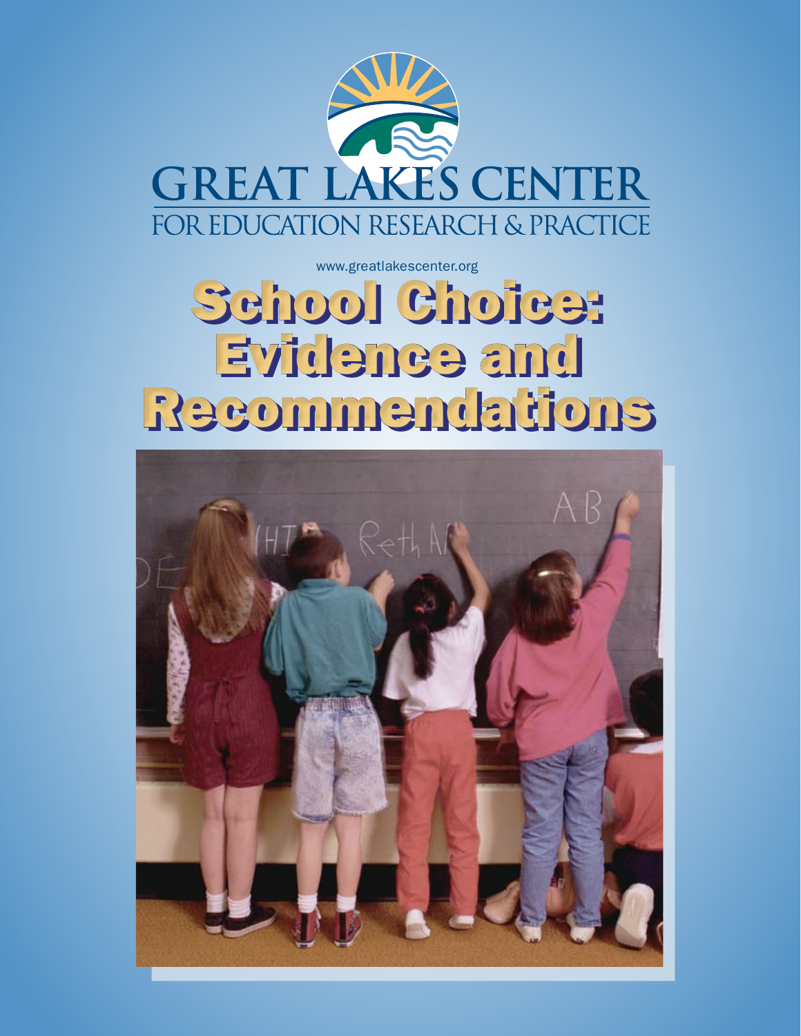GREAT LAKES CENTER
FOR EDUCATION RESEARCH & PRACTICE

www.greatlakescenter.org

# School Choice: Evidence and Recommendations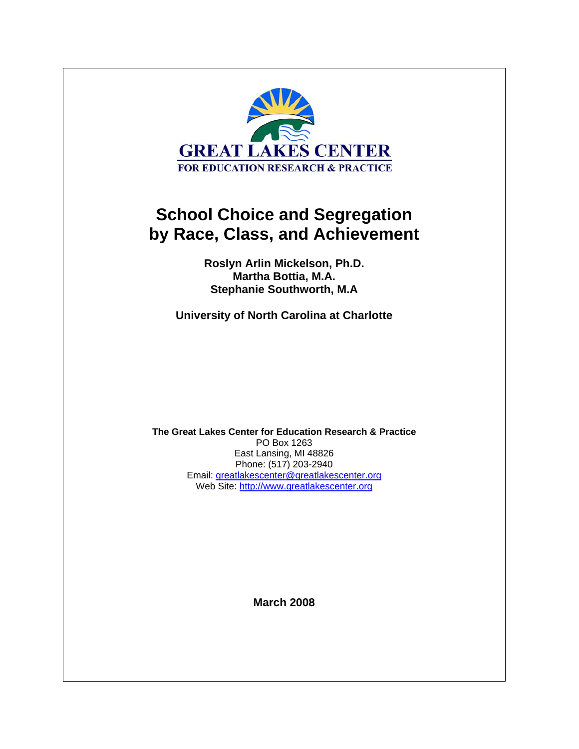GREAT LAKES CENTER
FOR EDUCATION RESEARCH & PRACTICE

# School Choice and Segregation by Race, Class, and Achievement

**Roslyn Arlin Mickelson, Ph.D.**
**Martha Bottia, M.A.**
**Stephanie Southworth, M.A**

**University of North Carolina at Charlotte**

**The Great Lakes Center for Education Research & Practice**
PO Box 1263
East Lansing, MI 48826
Phone: (517) 203-2940
Email: greatlakescenter@greatlakescenter.org
Web Site: http://www.greatlakescenter.org

**March 2008**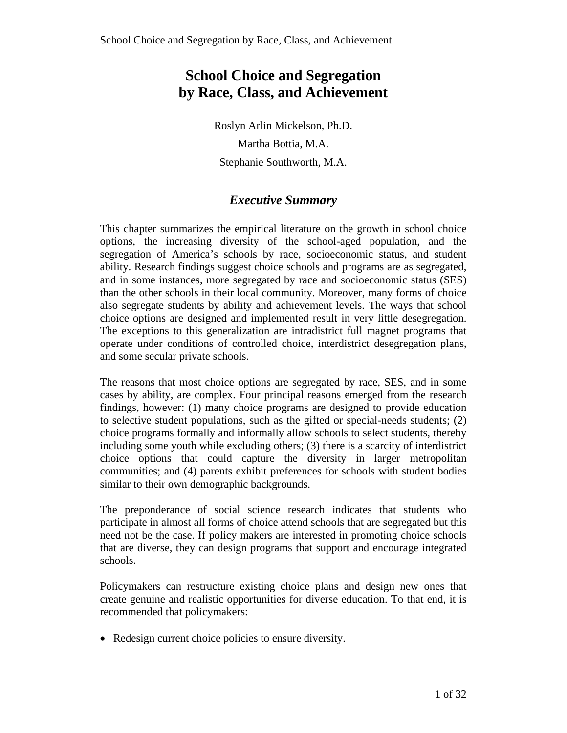# School Choice and Segregation by Race, Class, and Achievement

Roslyn Arlin Mickelson, Ph.D.

Martha Bottia, M.A.

Stephanie Southworth, M.A.

## *Executive Summary*

This chapter summarizes the empirical literature on the growth in school choice options, the increasing diversity of the school-aged population, and the segregation of America's schools by race, socioeconomic status, and student ability. Research findings suggest choice schools and programs are as segregated, and in some instances, more segregated by race and socioeconomic status (SES) than the other schools in their local community. Moreover, many forms of choice also segregate students by ability and achievement levels. The ways that school choice options are designed and implemented result in very little desegregation. The exceptions to this generalization are intradistrict full magnet programs that operate under conditions of controlled choice, interdistrict desegregation plans, and some secular private schools.

The reasons that most choice options are segregated by race, SES, and in some cases by ability, are complex. Four principal reasons emerged from the research findings, however: (1) many choice programs are designed to provide education to selective student populations, such as the gifted or special-needs students; (2) choice programs formally and informally allow schools to select students, thereby including some youth while excluding others; (3) there is a scarcity of interdistrict choice options that could capture the diversity in larger metropolitan communities; and (4) parents exhibit preferences for schools with student bodies similar to their own demographic backgrounds.

The preponderance of social science research indicates that students who participate in almost all forms of choice attend schools that are segregated but this need not be the case. If policy makers are interested in promoting choice schools that are diverse, they can design programs that support and encourage integrated schools.

Policymakers can restructure existing choice plans and design new ones that create genuine and realistic opportunities for diverse education. To that end, it is recommended that policymakers:

- Redesign current choice policies to ensure diversity.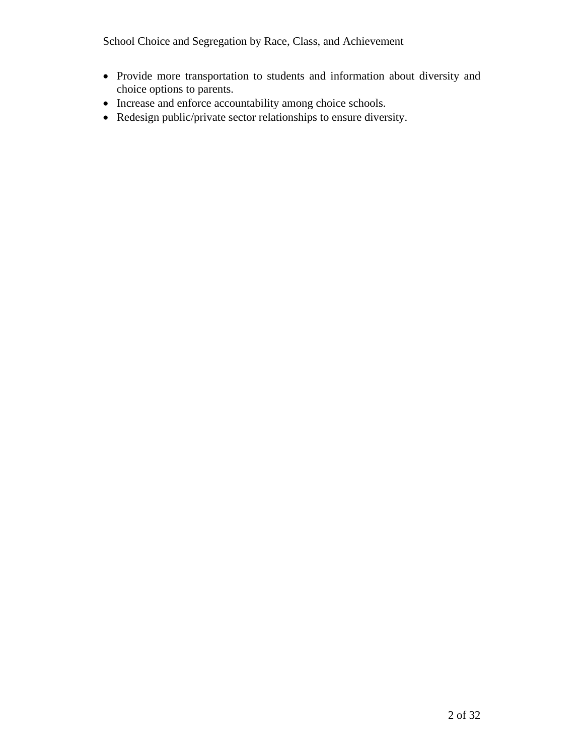- Provide more transportation to students and information about diversity and choice options to parents.
- Increase and enforce accountability among choice schools.
- Redesign public/private sector relationships to ensure diversity.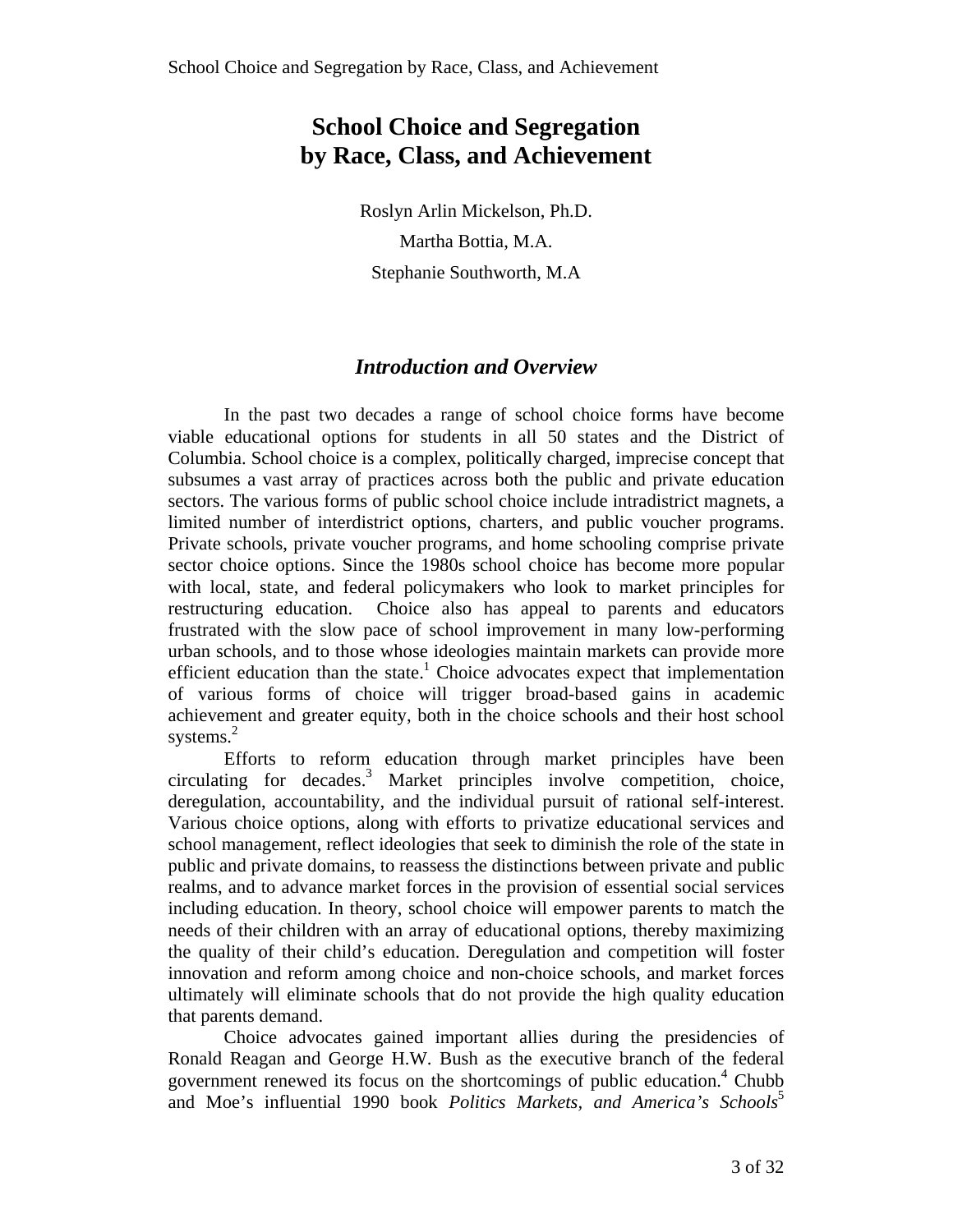# School Choice and Segregation by Race, Class, and Achievement

Roslyn Arlin Mickelson, Ph.D.

Martha Bottia, M.A.

Stephanie Southworth, M.A

## *Introduction and Overview*

In the past two decades a range of school choice forms have become viable educational options for students in all 50 states and the District of Columbia. School choice is a complex, politically charged, imprecise concept that subsumes a vast array of practices across both the public and private education sectors. The various forms of public school choice include intradistrict magnets, a limited number of interdistrict options, charters, and public voucher programs. Private schools, private voucher programs, and home schooling comprise private sector choice options. Since the 1980s school choice has become more popular with local, state, and federal policymakers who look to market principles for restructuring education. Choice also has appeal to parents and educators frustrated with the slow pace of school improvement in many low-performing urban schools, and to those whose ideologies maintain markets can provide more efficient education than the state.[1] Choice advocates expect that implementation of various forms of choice will trigger broad-based gains in academic achievement and greater equity, both in the choice schools and their host school systems.[2]

Efforts to reform education through market principles have been circulating for decades.[3] Market principles involve competition, choice, deregulation, accountability, and the individual pursuit of rational self-interest. Various choice options, along with efforts to privatize educational services and school management, reflect ideologies that seek to diminish the role of the state in public and private domains, to reassess the distinctions between private and public realms, and to advance market forces in the provision of essential social services including education. In theory, school choice will empower parents to match the needs of their children with an array of educational options, thereby maximizing the quality of their child's education. Deregulation and competition will foster innovation and reform among choice and non-choice schools, and market forces ultimately will eliminate schools that do not provide the high quality education that parents demand.

Choice advocates gained important allies during the presidencies of Ronald Reagan and George H.W. Bush as the executive branch of the federal government renewed its focus on the shortcomings of public education.[4] Chubb and Moe's influential 1990 book *Politics Markets, and America's Schools*[5]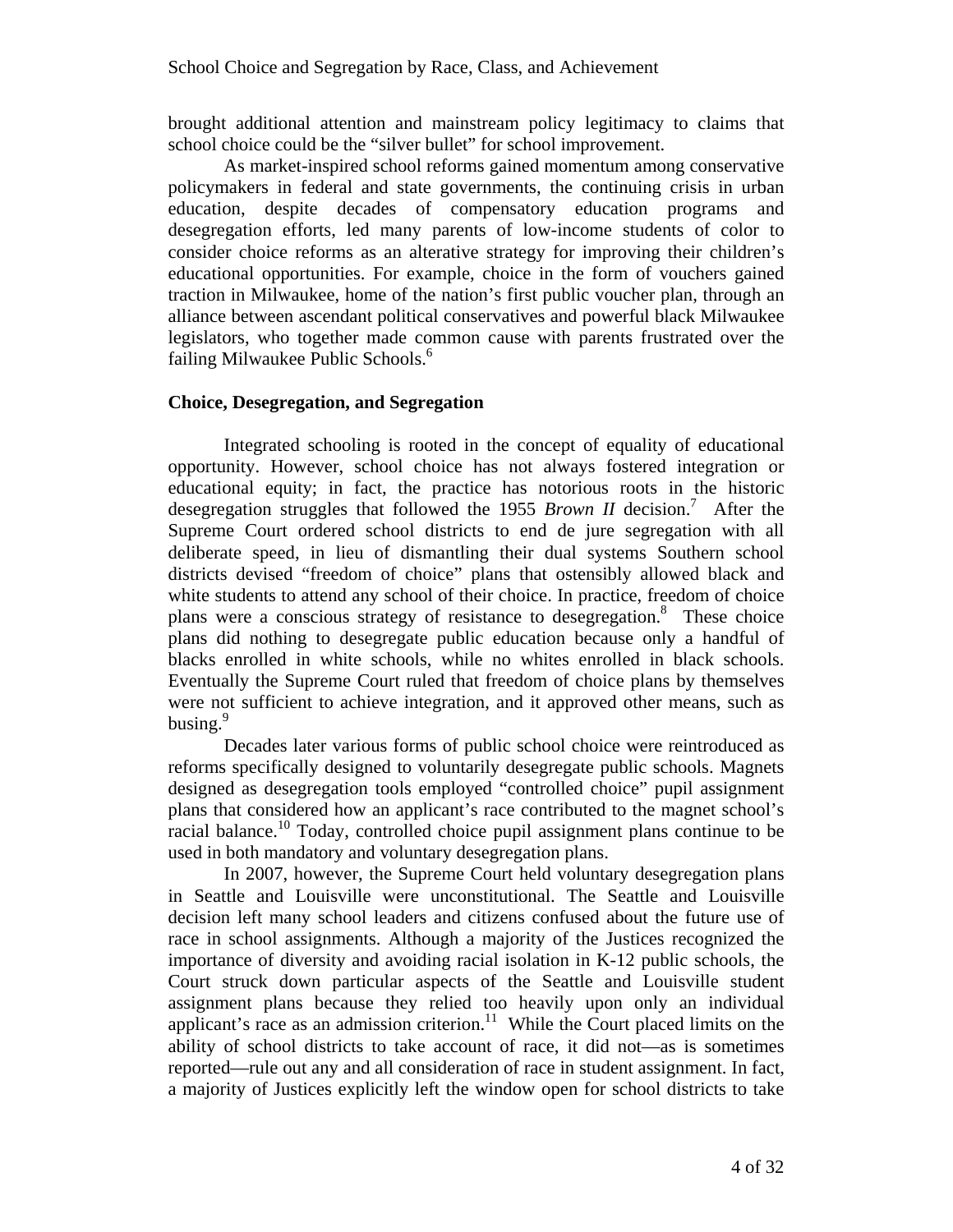brought additional attention and mainstream policy legitimacy to claims that school choice could be the "silver bullet" for school improvement.

As market-inspired school reforms gained momentum among conservative policymakers in federal and state governments, the continuing crisis in urban education, despite decades of compensatory education programs and desegregation efforts, led many parents of low-income students of color to consider choice reforms as an alterative strategy for improving their children's educational opportunities. For example, choice in the form of vouchers gained traction in Milwaukee, home of the nation's first public voucher plan, through an alliance between ascendant political conservatives and powerful black Milwaukee legislators, who together made common cause with parents frustrated over the failing Milwaukee Public Schools.[6]

### Choice, Desegregation, and Segregation

Integrated schooling is rooted in the concept of equality of educational opportunity. However, school choice has not always fostered integration or educational equity; in fact, the practice has notorious roots in the historic desegregation struggles that followed the 1955 *Brown II* decision.[7] After the Supreme Court ordered school districts to end de jure segregation with all deliberate speed, in lieu of dismantling their dual systems Southern school districts devised "freedom of choice" plans that ostensibly allowed black and white students to attend any school of their choice. In practice, freedom of choice plans were a conscious strategy of resistance to desegregation.[8] These choice plans did nothing to desegregate public education because only a handful of blacks enrolled in white schools, while no whites enrolled in black schools. Eventually the Supreme Court ruled that freedom of choice plans by themselves were not sufficient to achieve integration, and it approved other means, such as busing.[9]

Decades later various forms of public school choice were reintroduced as reforms specifically designed to voluntarily desegregate public schools. Magnets designed as desegregation tools employed "controlled choice" pupil assignment plans that considered how an applicant's race contributed to the magnet school's racial balance.[10] Today, controlled choice pupil assignment plans continue to be used in both mandatory and voluntary desegregation plans.

In 2007, however, the Supreme Court held voluntary desegregation plans in Seattle and Louisville were unconstitutional. The Seattle and Louisville decision left many school leaders and citizens confused about the future use of race in school assignments. Although a majority of the Justices recognized the importance of diversity and avoiding racial isolation in K-12 public schools, the Court struck down particular aspects of the Seattle and Louisville student assignment plans because they relied too heavily upon only an individual applicant's race as an admission criterion.[11] While the Court placed limits on the ability of school districts to take account of race, it did not—as is sometimes reported—rule out any and all consideration of race in student assignment. In fact, a majority of Justices explicitly left the window open for school districts to take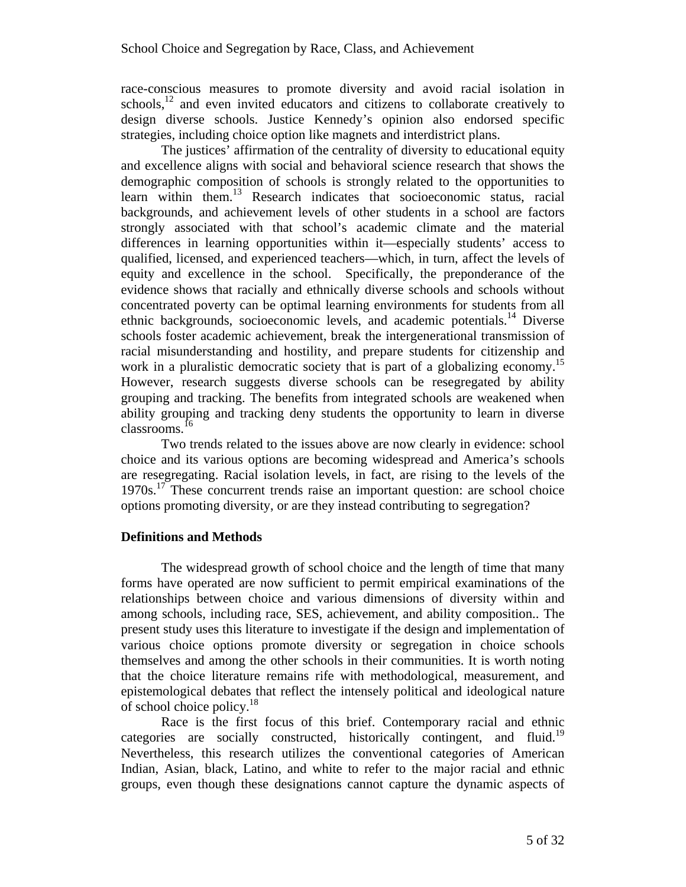race-conscious measures to promote diversity and avoid racial isolation in schools,[12] and even invited educators and citizens to collaborate creatively to design diverse schools. Justice Kennedy's opinion also endorsed specific strategies, including choice option like magnets and interdistrict plans.

The justices' affirmation of the centrality of diversity to educational equity and excellence aligns with social and behavioral science research that shows the demographic composition of schools is strongly related to the opportunities to learn within them.[13] Research indicates that socioeconomic status, racial backgrounds, and achievement levels of other students in a school are factors strongly associated with that school's academic climate and the material differences in learning opportunities within it—especially students' access to qualified, licensed, and experienced teachers—which, in turn, affect the levels of equity and excellence in the school. Specifically, the preponderance of the evidence shows that racially and ethnically diverse schools and schools without concentrated poverty can be optimal learning environments for students from all ethnic backgrounds, socioeconomic levels, and academic potentials.[14] Diverse schools foster academic achievement, break the intergenerational transmission of racial misunderstanding and hostility, and prepare students for citizenship and work in a pluralistic democratic society that is part of a globalizing economy.[15] However, research suggests diverse schools can be resegregated by ability grouping and tracking. The benefits from integrated schools are weakened when ability grouping and tracking deny students the opportunity to learn in diverse classrooms.[16]

Two trends related to the issues above are now clearly in evidence: school choice and its various options are becoming widespread and America's schools are resegregating. Racial isolation levels, in fact, are rising to the levels of the 1970s.[17] These concurrent trends raise an important question: are school choice options promoting diversity, or are they instead contributing to segregation?

## Definitions and Methods

The widespread growth of school choice and the length of time that many forms have operated are now sufficient to permit empirical examinations of the relationships between choice and various dimensions of diversity within and among schools, including race, SES, achievement, and ability composition.. The present study uses this literature to investigate if the design and implementation of various choice options promote diversity or segregation in choice schools themselves and among the other schools in their communities. It is worth noting that the choice literature remains rife with methodological, measurement, and epistemological debates that reflect the intensely political and ideological nature of school choice policy.[18]

Race is the first focus of this brief. Contemporary racial and ethnic categories are socially constructed, historically contingent, and fluid.[19] Nevertheless, this research utilizes the conventional categories of American Indian, Asian, black, Latino, and white to refer to the major racial and ethnic groups, even though these designations cannot capture the dynamic aspects of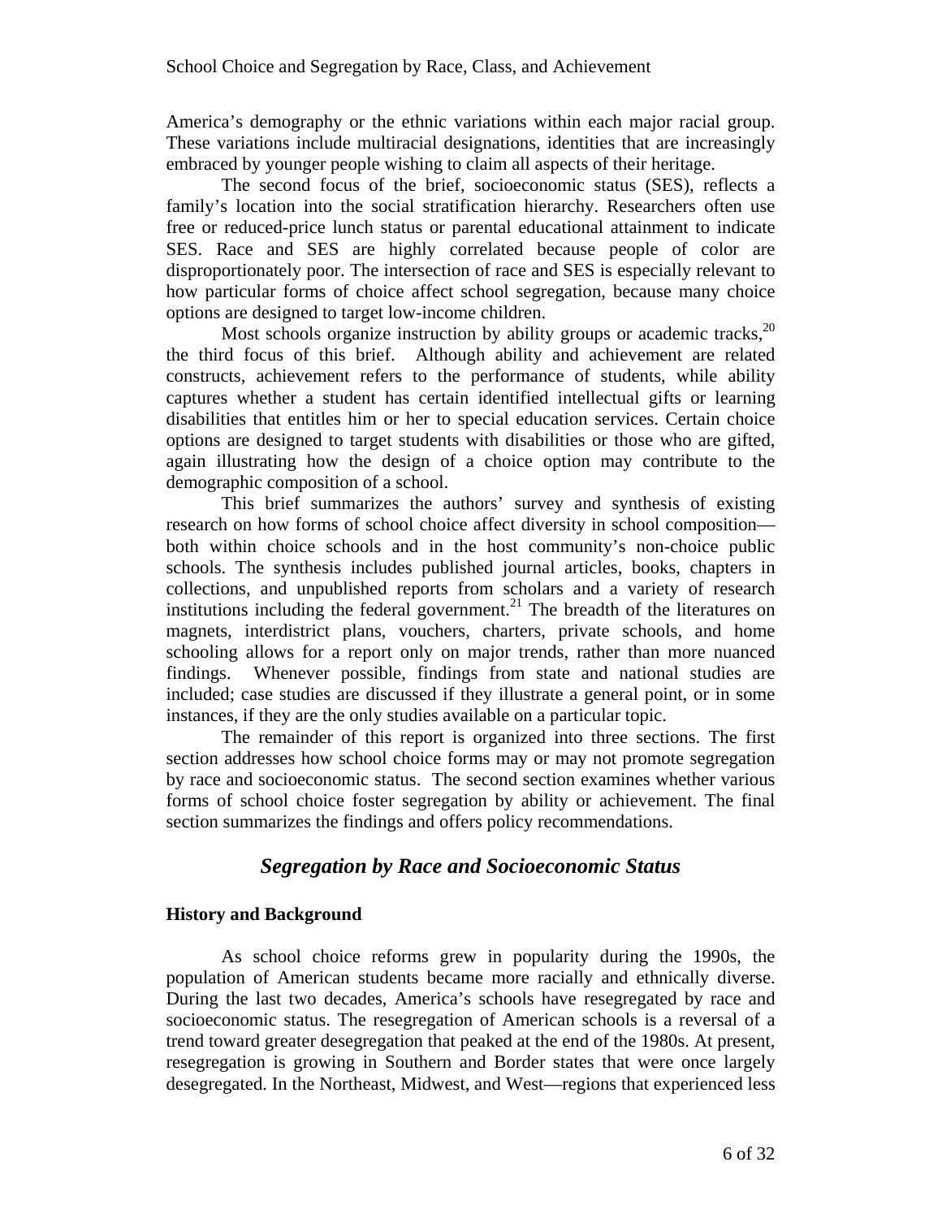America's demography or the ethnic variations within each major racial group. These variations include multiracial designations, identities that are increasingly embraced by younger people wishing to claim all aspects of their heritage.

The second focus of the brief, socioeconomic status (SES), reflects a family's location into the social stratification hierarchy. Researchers often use free or reduced-price lunch status or parental educational attainment to indicate SES. Race and SES are highly correlated because people of color are disproportionately poor. The intersection of race and SES is especially relevant to how particular forms of choice affect school segregation, because many choice options are designed to target low-income children.

Most schools organize instruction by ability groups or academic tracks,[20] the third focus of this brief. Although ability and achievement are related constructs, achievement refers to the performance of students, while ability captures whether a student has certain identified intellectual gifts or learning disabilities that entitles him or her to special education services. Certain choice options are designed to target students with disabilities or those who are gifted, again illustrating how the design of a choice option may contribute to the demographic composition of a school.

This brief summarizes the authors' survey and synthesis of existing research on how forms of school choice affect diversity in school composition—both within choice schools and in the host community's non-choice public schools. The synthesis includes published journal articles, books, chapters in collections, and unpublished reports from scholars and a variety of research institutions including the federal government.[21] The breadth of the literatures on magnets, interdistrict plans, vouchers, charters, private schools, and home schooling allows for a report only on major trends, rather than more nuanced findings. Whenever possible, findings from state and national studies are included; case studies are discussed if they illustrate a general point, or in some instances, if they are the only studies available on a particular topic.

The remainder of this report is organized into three sections. The first section addresses how school choice forms may or may not promote segregation by race and socioeconomic status. The second section examines whether various forms of school choice foster segregation by ability or achievement. The final section summarizes the findings and offers policy recommendations.

## *Segregation by Race and Socioeconomic Status*

### History and Background

As school choice reforms grew in popularity during the 1990s, the population of American students became more racially and ethnically diverse. During the last two decades, America's schools have resegregated by race and socioeconomic status. The resegregation of American schools is a reversal of a trend toward greater desegregation that peaked at the end of the 1980s. At present, resegregation is growing in Southern and Border states that were once largely desegregated. In the Northeast, Midwest, and West—regions that experienced less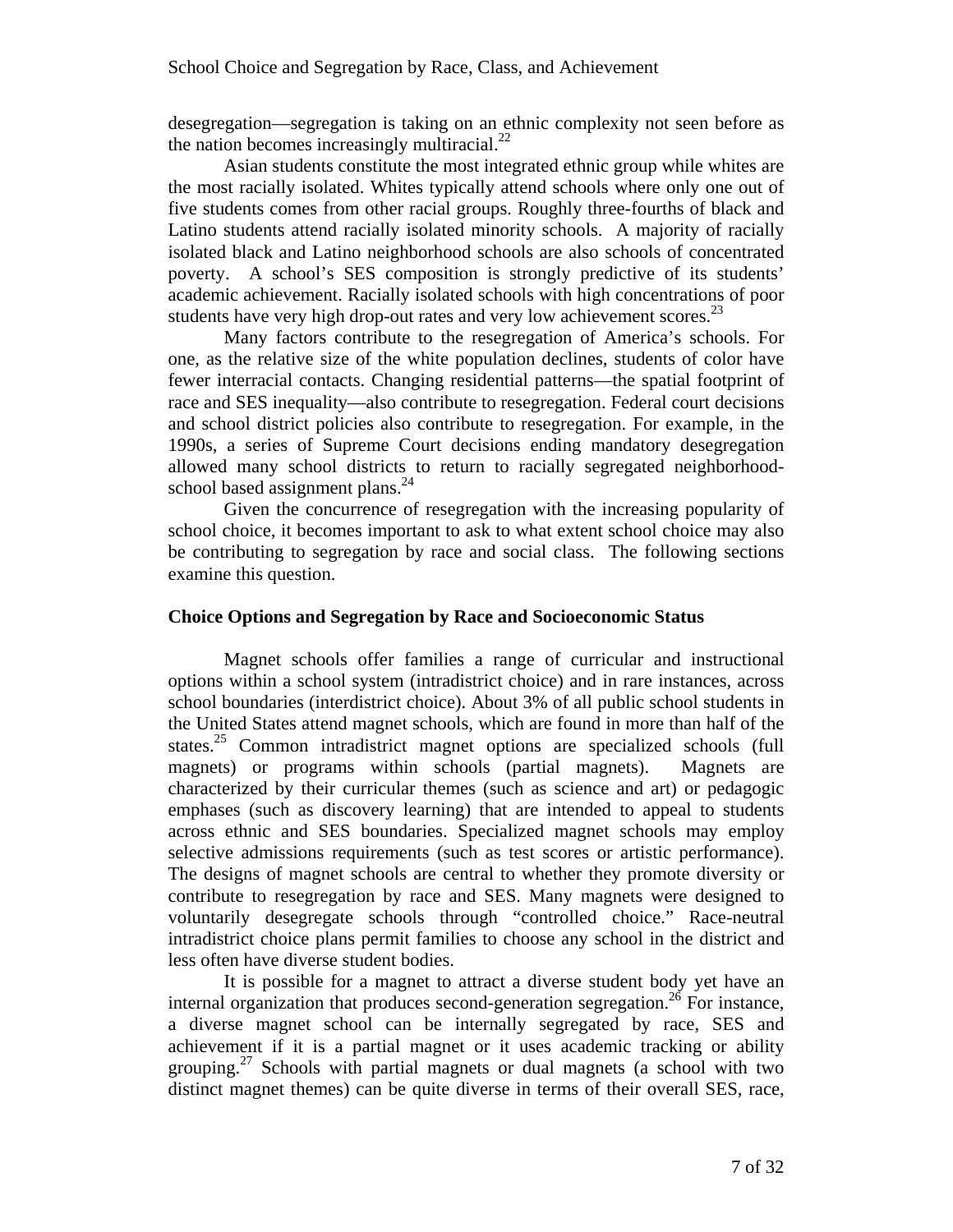desegregation—segregation is taking on an ethnic complexity not seen before as the nation becomes increasingly multiracial.[22]

Asian students constitute the most integrated ethnic group while whites are the most racially isolated. Whites typically attend schools where only one out of five students comes from other racial groups. Roughly three-fourths of black and Latino students attend racially isolated minority schools. A majority of racially isolated black and Latino neighborhood schools are also schools of concentrated poverty. A school's SES composition is strongly predictive of its students' academic achievement. Racially isolated schools with high concentrations of poor students have very high drop-out rates and very low achievement scores.[23]

Many factors contribute to the resegregation of America's schools. For one, as the relative size of the white population declines, students of color have fewer interracial contacts. Changing residential patterns—the spatial footprint of race and SES inequality—also contribute to resegregation. Federal court decisions and school district policies also contribute to resegregation. For example, in the 1990s, a series of Supreme Court decisions ending mandatory desegregation allowed many school districts to return to racially segregated neighborhood-school based assignment plans.[24]

Given the concurrence of resegregation with the increasing popularity of school choice, it becomes important to ask to what extent school choice may also be contributing to segregation by race and social class. The following sections examine this question.

### Choice Options and Segregation by Race and Socioeconomic Status

Magnet schools offer families a range of curricular and instructional options within a school system (intradistrict choice) and in rare instances, across school boundaries (interdistrict choice). About 3% of all public school students in the United States attend magnet schools, which are found in more than half of the states.[25] Common intradistrict magnet options are specialized schools (full magnets) or programs within schools (partial magnets). Magnets are characterized by their curricular themes (such as science and art) or pedagogic emphases (such as discovery learning) that are intended to appeal to students across ethnic and SES boundaries. Specialized magnet schools may employ selective admissions requirements (such as test scores or artistic performance). The designs of magnet schools are central to whether they promote diversity or contribute to resegregation by race and SES. Many magnets were designed to voluntarily desegregate schools through "controlled choice." Race-neutral intradistrict choice plans permit families to choose any school in the district and less often have diverse student bodies.

It is possible for a magnet to attract a diverse student body yet have an internal organization that produces second-generation segregation.[26] For instance, a diverse magnet school can be internally segregated by race, SES and achievement if it is a partial magnet or it uses academic tracking or ability grouping.[27] Schools with partial magnets or dual magnets (a school with two distinct magnet themes) can be quite diverse in terms of their overall SES, race,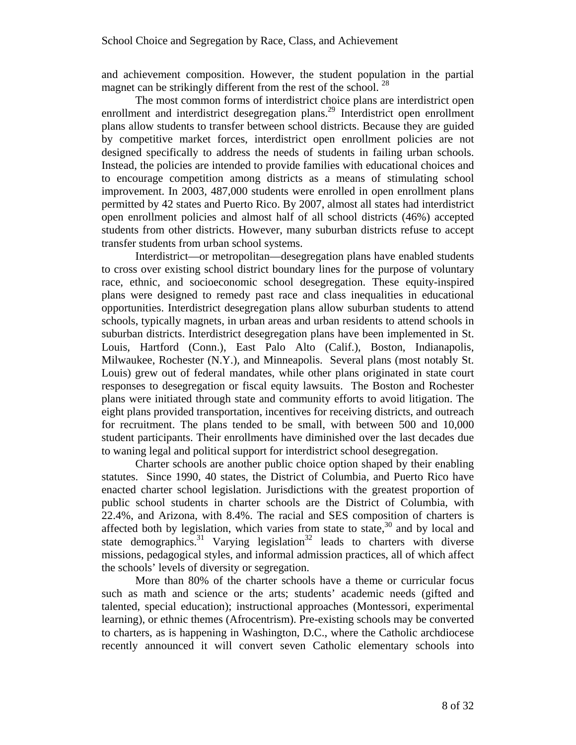and achievement composition. However, the student population in the partial magnet can be strikingly different from the rest of the school. [28]

The most common forms of interdistrict choice plans are interdistrict open enrollment and interdistrict desegregation plans.[29] Interdistrict open enrollment plans allow students to transfer between school districts. Because they are guided by competitive market forces, interdistrict open enrollment policies are not designed specifically to address the needs of students in failing urban schools. Instead, the policies are intended to provide families with educational choices and to encourage competition among districts as a means of stimulating school improvement. In 2003, 487,000 students were enrolled in open enrollment plans permitted by 42 states and Puerto Rico. By 2007, almost all states had interdistrict open enrollment policies and almost half of all school districts (46%) accepted students from other districts. However, many suburban districts refuse to accept transfer students from urban school systems.

Interdistrict—or metropolitan—desegregation plans have enabled students to cross over existing school district boundary lines for the purpose of voluntary race, ethnic, and socioeconomic school desegregation. These equity-inspired plans were designed to remedy past race and class inequalities in educational opportunities. Interdistrict desegregation plans allow suburban students to attend schools, typically magnets, in urban areas and urban residents to attend schools in suburban districts. Interdistrict desegregation plans have been implemented in St. Louis, Hartford (Conn.), East Palo Alto (Calif.), Boston, Indianapolis, Milwaukee, Rochester (N.Y.), and Minneapolis. Several plans (most notably St. Louis) grew out of federal mandates, while other plans originated in state court responses to desegregation or fiscal equity lawsuits. The Boston and Rochester plans were initiated through state and community efforts to avoid litigation. The eight plans provided transportation, incentives for receiving districts, and outreach for recruitment. The plans tended to be small, with between 500 and 10,000 student participants. Their enrollments have diminished over the last decades due to waning legal and political support for interdistrict school desegregation.

Charter schools are another public choice option shaped by their enabling statutes. Since 1990, 40 states, the District of Columbia, and Puerto Rico have enacted charter school legislation. Jurisdictions with the greatest proportion of public school students in charter schools are the District of Columbia, with 22.4%, and Arizona, with 8.4%. The racial and SES composition of charters is affected both by legislation, which varies from state to state,[30] and by local and state demographics.[31] Varying legislation[32] leads to charters with diverse missions, pedagogical styles, and informal admission practices, all of which affect the schools' levels of diversity or segregation.

More than 80% of the charter schools have a theme or curricular focus such as math and science or the arts; students' academic needs (gifted and talented, special education); instructional approaches (Montessori, experimental learning), or ethnic themes (Afrocentrism). Pre-existing schools may be converted to charters, as is happening in Washington, D.C., where the Catholic archdiocese recently announced it will convert seven Catholic elementary schools into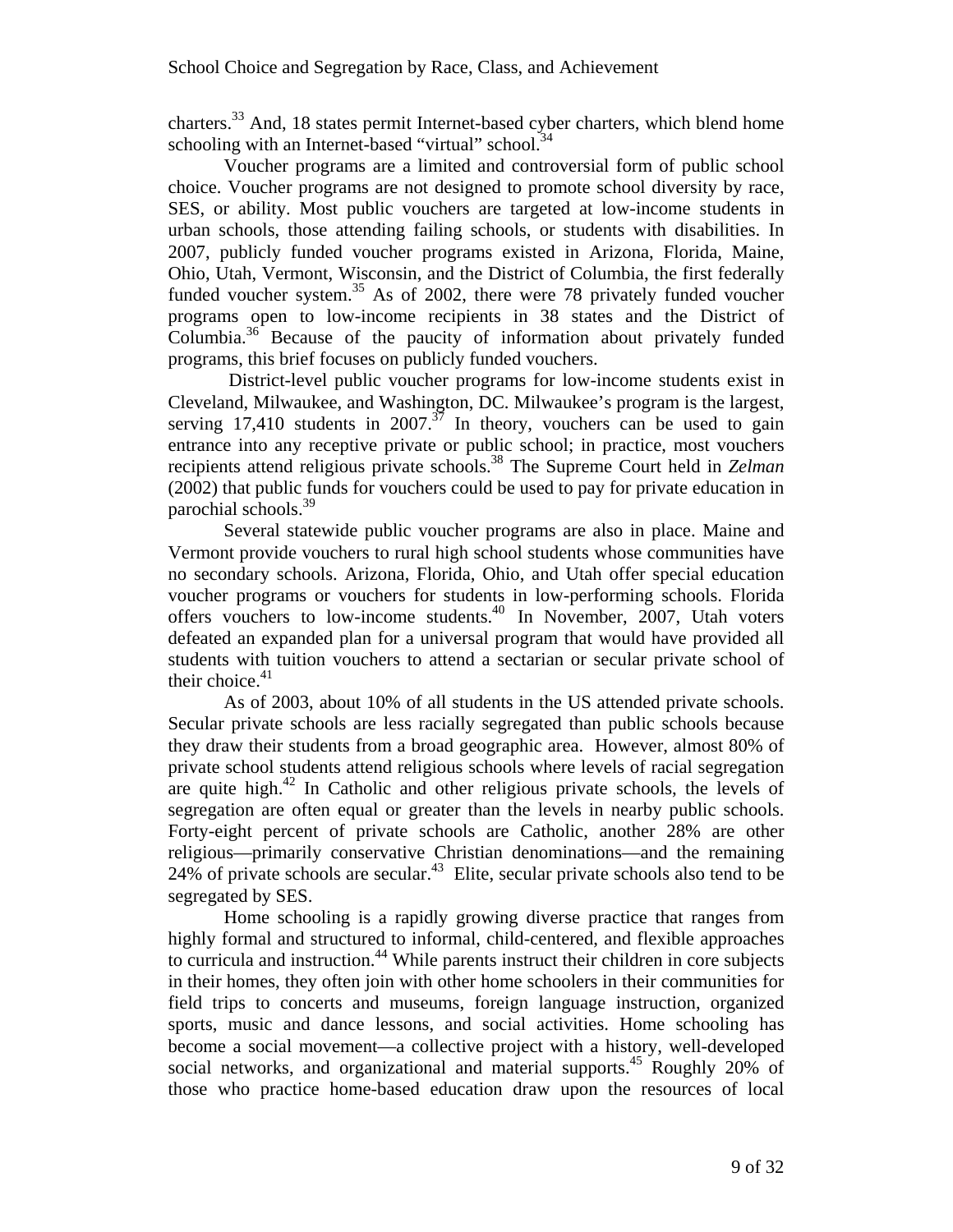charters.[33] And, 18 states permit Internet-based cyber charters, which blend home schooling with an Internet-based "virtual" school.[34]

Voucher programs are a limited and controversial form of public school choice. Voucher programs are not designed to promote school diversity by race, SES, or ability. Most public vouchers are targeted at low-income students in urban schools, those attending failing schools, or students with disabilities. In 2007, publicly funded voucher programs existed in Arizona, Florida, Maine, Ohio, Utah, Vermont, Wisconsin, and the District of Columbia, the first federally funded voucher system.[35] As of 2002, there were 78 privately funded voucher programs open to low-income recipients in 38 states and the District of Columbia.[36] Because of the paucity of information about privately funded programs, this brief focuses on publicly funded vouchers.

District-level public voucher programs for low-income students exist in Cleveland, Milwaukee, and Washington, DC. Milwaukee's program is the largest, serving 17,410 students in 2007.[37] In theory, vouchers can be used to gain entrance into any receptive private or public school; in practice, most vouchers recipients attend religious private schools.[38] The Supreme Court held in *Zelman* (2002) that public funds for vouchers could be used to pay for private education in parochial schools.[39]

Several statewide public voucher programs are also in place. Maine and Vermont provide vouchers to rural high school students whose communities have no secondary schools. Arizona, Florida, Ohio, and Utah offer special education voucher programs or vouchers for students in low-performing schools. Florida offers vouchers to low-income students.[40] In November, 2007, Utah voters defeated an expanded plan for a universal program that would have provided all students with tuition vouchers to attend a sectarian or secular private school of their choice.[41]

As of 2003, about 10% of all students in the US attended private schools. Secular private schools are less racially segregated than public schools because they draw their students from a broad geographic area. However, almost 80% of private school students attend religious schools where levels of racial segregation are quite high.[42] In Catholic and other religious private schools, the levels of segregation are often equal or greater than the levels in nearby public schools. Forty-eight percent of private schools are Catholic, another 28% are other religious—primarily conservative Christian denominations—and the remaining 24% of private schools are secular.[43] Elite, secular private schools also tend to be segregated by SES.

Home schooling is a rapidly growing diverse practice that ranges from highly formal and structured to informal, child-centered, and flexible approaches to curricula and instruction.[44] While parents instruct their children in core subjects in their homes, they often join with other home schoolers in their communities for field trips to concerts and museums, foreign language instruction, organized sports, music and dance lessons, and social activities. Home schooling has become a social movement—a collective project with a history, well-developed social networks, and organizational and material supports.[45] Roughly 20% of those who practice home-based education draw upon the resources of local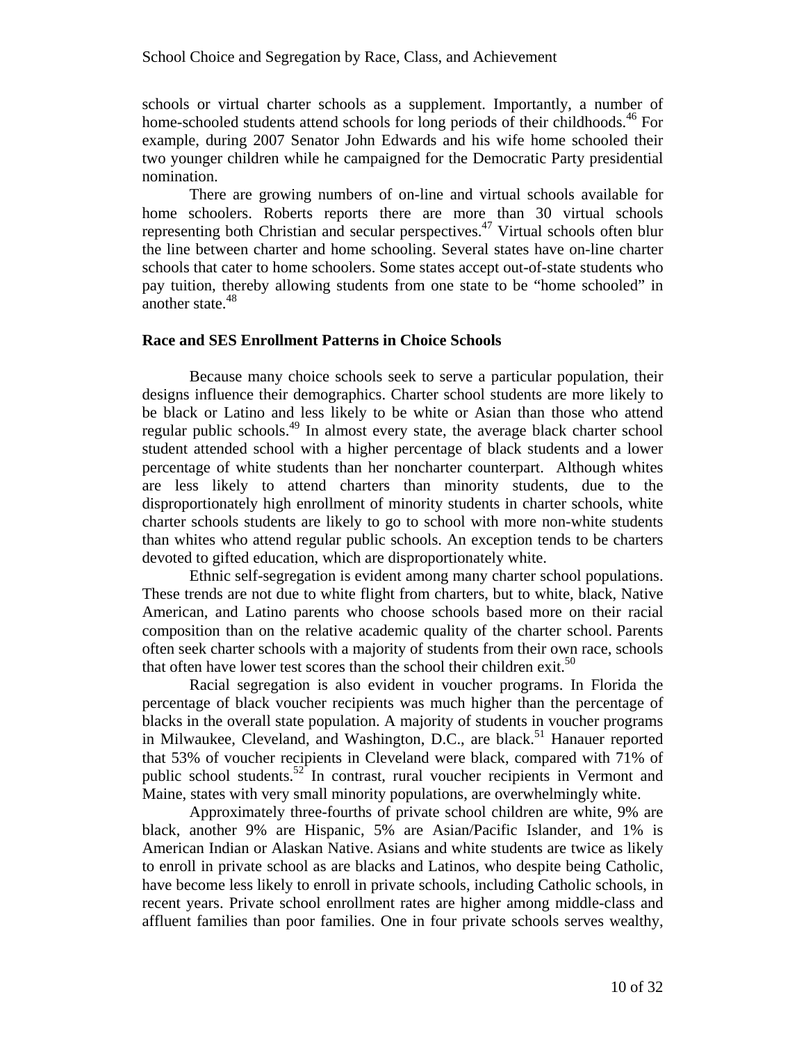schools or virtual charter schools as a supplement. Importantly, a number of home-schooled students attend schools for long periods of their childhoods.[46] For example, during 2007 Senator John Edwards and his wife home schooled their two younger children while he campaigned for the Democratic Party presidential nomination.

There are growing numbers of on-line and virtual schools available for home schoolers. Roberts reports there are more than 30 virtual schools representing both Christian and secular perspectives.[47] Virtual schools often blur the line between charter and home schooling. Several states have on-line charter schools that cater to home schoolers. Some states accept out-of-state students who pay tuition, thereby allowing students from one state to be "home schooled" in another state.[48]

### Race and SES Enrollment Patterns in Choice Schools

Because many choice schools seek to serve a particular population, their designs influence their demographics. Charter school students are more likely to be black or Latino and less likely to be white or Asian than those who attend regular public schools.[49] In almost every state, the average black charter school student attended school with a higher percentage of black students and a lower percentage of white students than her noncharter counterpart. Although whites are less likely to attend charters than minority students, due to the disproportionately high enrollment of minority students in charter schools, white charter schools students are likely to go to school with more non-white students than whites who attend regular public schools. An exception tends to be charters devoted to gifted education, which are disproportionately white.

Ethnic self-segregation is evident among many charter school populations. These trends are not due to white flight from charters, but to white, black, Native American, and Latino parents who choose schools based more on their racial composition than on the relative academic quality of the charter school. Parents often seek charter schools with a majority of students from their own race, schools that often have lower test scores than the school their children exit.[50]

Racial segregation is also evident in voucher programs. In Florida the percentage of black voucher recipients was much higher than the percentage of blacks in the overall state population. A majority of students in voucher programs in Milwaukee, Cleveland, and Washington, D.C., are black.[51] Hanauer reported that 53% of voucher recipients in Cleveland were black, compared with 71% of public school students.[52] In contrast, rural voucher recipients in Vermont and Maine, states with very small minority populations, are overwhelmingly white.

Approximately three-fourths of private school children are white, 9% are black, another 9% are Hispanic, 5% are Asian/Pacific Islander, and 1% is American Indian or Alaskan Native. Asians and white students are twice as likely to enroll in private school as are blacks and Latinos, who despite being Catholic, have become less likely to enroll in private schools, including Catholic schools, in recent years. Private school enrollment rates are higher among middle-class and affluent families than poor families. One in four private schools serves wealthy,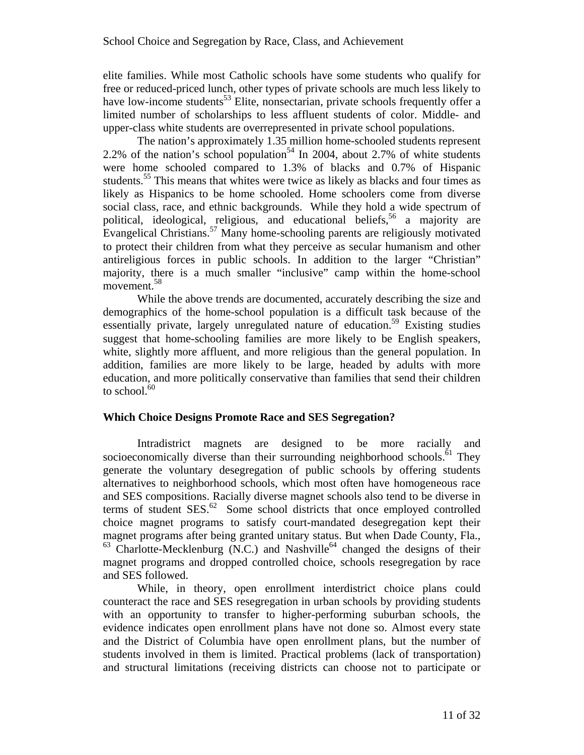elite families. While most Catholic schools have some students who qualify for free or reduced-priced lunch, other types of private schools are much less likely to have low-income students[53] Elite, nonsectarian, private schools frequently offer a limited number of scholarships to less affluent students of color. Middle- and upper-class white students are overrepresented in private school populations.

The nation's approximately 1.35 million home-schooled students represent 2.2% of the nation's school population[54] In 2004, about 2.7% of white students were home schooled compared to 1.3% of blacks and 0.7% of Hispanic students.[55] This means that whites were twice as likely as blacks and four times as likely as Hispanics to be home schooled. Home schoolers come from diverse social class, race, and ethnic backgrounds. While they hold a wide spectrum of political, ideological, religious, and educational beliefs,[56] a majority are Evangelical Christians.[57] Many home-schooling parents are religiously motivated to protect their children from what they perceive as secular humanism and other antireligious forces in public schools. In addition to the larger "Christian" majority, there is a much smaller "inclusive" camp within the home-school movement.[58]

While the above trends are documented, accurately describing the size and demographics of the home-school population is a difficult task because of the essentially private, largely unregulated nature of education.[59] Existing studies suggest that home-schooling families are more likely to be English speakers, white, slightly more affluent, and more religious than the general population. In addition, families are more likely to be large, headed by adults with more education, and more politically conservative than families that send their children to school.[60]

### Which Choice Designs Promote Race and SES Segregation?

Intradistrict magnets are designed to be more racially and socioeconomically diverse than their surrounding neighborhood schools.[61] They generate the voluntary desegregation of public schools by offering students alternatives to neighborhood schools, which most often have homogeneous race and SES compositions. Racially diverse magnet schools also tend to be diverse in terms of student SES.[62] Some school districts that once employed controlled choice magnet programs to satisfy court-mandated desegregation kept their magnet programs after being granted unitary status. But when Dade County, Fla.,[63] Charlotte-Mecklenburg (N.C.) and Nashville[64] changed the designs of their magnet programs and dropped controlled choice, schools resegregation by race and SES followed.

While, in theory, open enrollment interdistrict choice plans could counteract the race and SES resegregation in urban schools by providing students with an opportunity to transfer to higher-performing suburban schools, the evidence indicates open enrollment plans have not done so. Almost every state and the District of Columbia have open enrollment plans, but the number of students involved in them is limited. Practical problems (lack of transportation) and structural limitations (receiving districts can choose not to participate or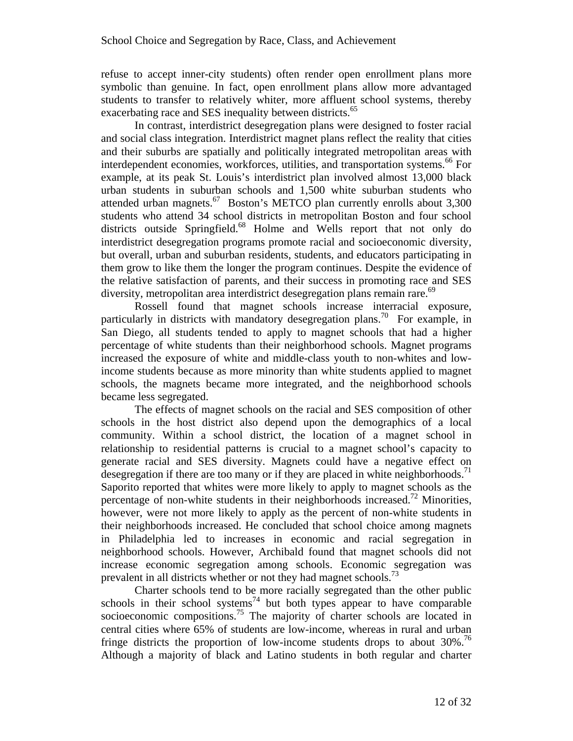refuse to accept inner-city students) often render open enrollment plans more symbolic than genuine. In fact, open enrollment plans allow more advantaged students to transfer to relatively whiter, more affluent school systems, thereby exacerbating race and SES inequality between districts.[65]

In contrast, interdistrict desegregation plans were designed to foster racial and social class integration. Interdistrict magnet plans reflect the reality that cities and their suburbs are spatially and politically integrated metropolitan areas with interdependent economies, workforces, utilities, and transportation systems.[66] For example, at its peak St. Louis's interdistrict plan involved almost 13,000 black urban students in suburban schools and 1,500 white suburban students who attended urban magnets.[67] Boston's METCO plan currently enrolls about 3,300 students who attend 34 school districts in metropolitan Boston and four school districts outside Springfield.[68] Holme and Wells report that not only do interdistrict desegregation programs promote racial and socioeconomic diversity, but overall, urban and suburban residents, students, and educators participating in them grow to like them the longer the program continues. Despite the evidence of the relative satisfaction of parents, and their success in promoting race and SES diversity, metropolitan area interdistrict desegregation plans remain rare.[69]

Rossell found that magnet schools increase interracial exposure, particularly in districts with mandatory desegregation plans.[70] For example, in San Diego, all students tended to apply to magnet schools that had a higher percentage of white students than their neighborhood schools. Magnet programs increased the exposure of white and middle-class youth to non-whites and low-income students because as more minority than white students applied to magnet schools, the magnets became more integrated, and the neighborhood schools became less segregated.

The effects of magnet schools on the racial and SES composition of other schools in the host district also depend upon the demographics of a local community. Within a school district, the location of a magnet school in relationship to residential patterns is crucial to a magnet school's capacity to generate racial and SES diversity. Magnets could have a negative effect on desegregation if there are too many or if they are placed in white neighborhoods.[71] Saporito reported that whites were more likely to apply to magnet schools as the percentage of non-white students in their neighborhoods increased.[72] Minorities, however, were not more likely to apply as the percent of non-white students in their neighborhoods increased. He concluded that school choice among magnets in Philadelphia led to increases in economic and racial segregation in neighborhood schools. However, Archibald found that magnet schools did not increase economic segregation among schools. Economic segregation was prevalent in all districts whether or not they had magnet schools.[73]

Charter schools tend to be more racially segregated than the other public schools in their school systems[74] but both types appear to have comparable socioeconomic compositions.[75] The majority of charter schools are located in central cities where 65% of students are low-income, whereas in rural and urban fringe districts the proportion of low-income students drops to about 30%.[76] Although a majority of black and Latino students in both regular and charter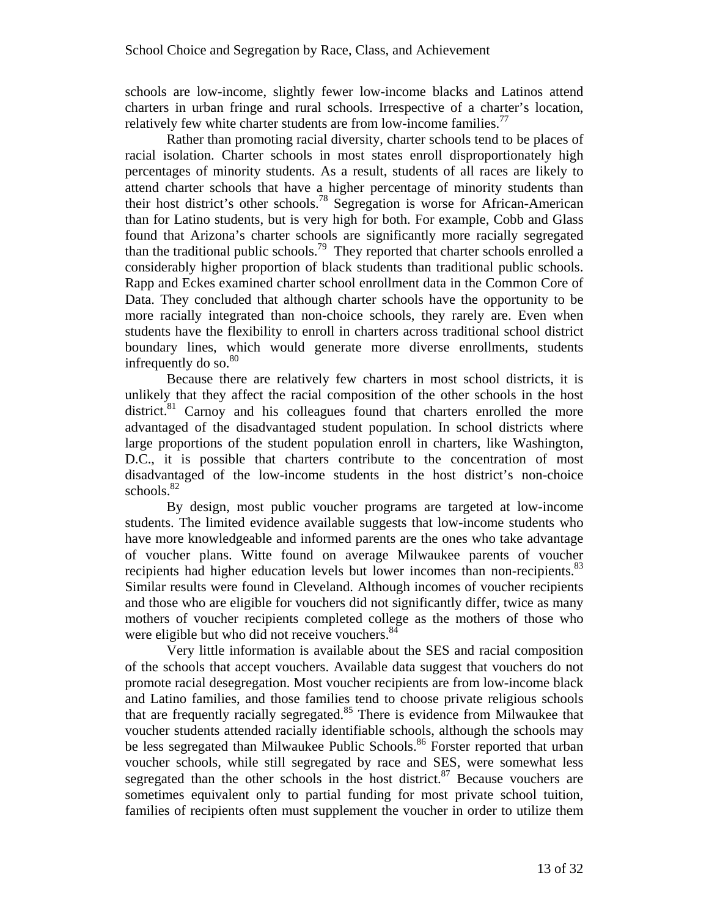schools are low-income, slightly fewer low-income blacks and Latinos attend charters in urban fringe and rural schools. Irrespective of a charter's location, relatively few white charter students are from low-income families.[77]

Rather than promoting racial diversity, charter schools tend to be places of racial isolation. Charter schools in most states enroll disproportionately high percentages of minority students. As a result, students of all races are likely to attend charter schools that have a higher percentage of minority students than their host district's other schools.[78] Segregation is worse for African-American than for Latino students, but is very high for both. For example, Cobb and Glass found that Arizona's charter schools are significantly more racially segregated than the traditional public schools.[79] They reported that charter schools enrolled a considerably higher proportion of black students than traditional public schools. Rapp and Eckes examined charter school enrollment data in the Common Core of Data. They concluded that although charter schools have the opportunity to be more racially integrated than non-choice schools, they rarely are. Even when students have the flexibility to enroll in charters across traditional school district boundary lines, which would generate more diverse enrollments, students infrequently do so.[80]

Because there are relatively few charters in most school districts, it is unlikely that they affect the racial composition of the other schools in the host district.[81] Carnoy and his colleagues found that charters enrolled the more advantaged of the disadvantaged student population. In school districts where large proportions of the student population enroll in charters, like Washington, D.C., it is possible that charters contribute to the concentration of most disadvantaged of the low-income students in the host district's non-choice schools.[82]

By design, most public voucher programs are targeted at low-income students. The limited evidence available suggests that low-income students who have more knowledgeable and informed parents are the ones who take advantage of voucher plans. Witte found on average Milwaukee parents of voucher recipients had higher education levels but lower incomes than non-recipients.[83] Similar results were found in Cleveland. Although incomes of voucher recipients and those who are eligible for vouchers did not significantly differ, twice as many mothers of voucher recipients completed college as the mothers of those who were eligible but who did not receive vouchers.[84]

Very little information is available about the SES and racial composition of the schools that accept vouchers. Available data suggest that vouchers do not promote racial desegregation. Most voucher recipients are from low-income black and Latino families, and those families tend to choose private religious schools that are frequently racially segregated.[85] There is evidence from Milwaukee that voucher students attended racially identifiable schools, although the schools may be less segregated than Milwaukee Public Schools.[86] Forster reported that urban voucher schools, while still segregated by race and SES, were somewhat less segregated than the other schools in the host district.[87] Because vouchers are sometimes equivalent only to partial funding for most private school tuition, families of recipients often must supplement the voucher in order to utilize them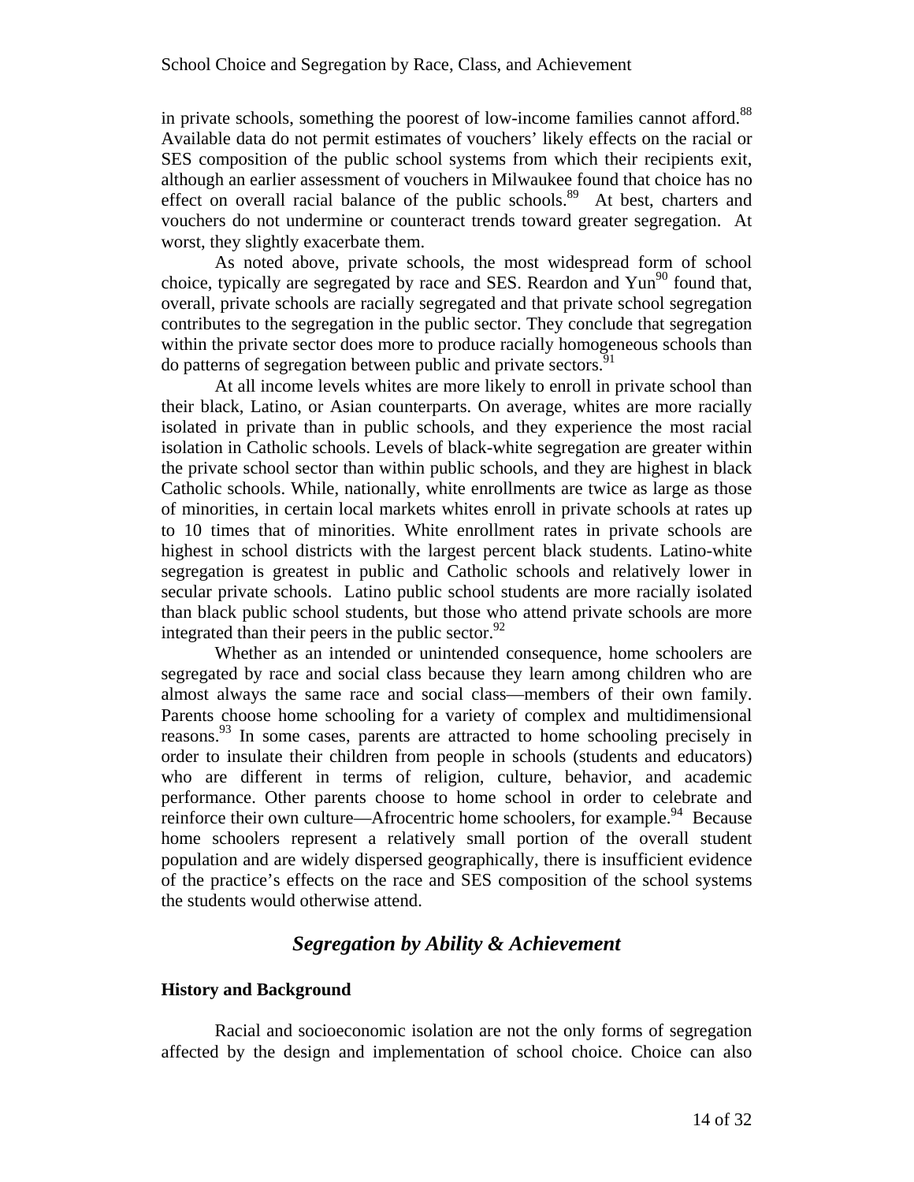in private schools, something the poorest of low-income families cannot afford.[88] Available data do not permit estimates of vouchers' likely effects on the racial or SES composition of the public school systems from which their recipients exit, although an earlier assessment of vouchers in Milwaukee found that choice has no effect on overall racial balance of the public schools.[89] At best, charters and vouchers do not undermine or counteract trends toward greater segregation. At worst, they slightly exacerbate them.

As noted above, private schools, the most widespread form of school choice, typically are segregated by race and SES. Reardon and Yun[90] found that, overall, private schools are racially segregated and that private school segregation contributes to the segregation in the public sector. They conclude that segregation within the private sector does more to produce racially homogeneous schools than do patterns of segregation between public and private sectors.[91]

At all income levels whites are more likely to enroll in private school than their black, Latino, or Asian counterparts. On average, whites are more racially isolated in private than in public schools, and they experience the most racial isolation in Catholic schools. Levels of black-white segregation are greater within the private school sector than within public schools, and they are highest in black Catholic schools. While, nationally, white enrollments are twice as large as those of minorities, in certain local markets whites enroll in private schools at rates up to 10 times that of minorities. White enrollment rates in private schools are highest in school districts with the largest percent black students. Latino-white segregation is greatest in public and Catholic schools and relatively lower in secular private schools. Latino public school students are more racially isolated than black public school students, but those who attend private schools are more integrated than their peers in the public sector.[92]

Whether as an intended or unintended consequence, home schoolers are segregated by race and social class because they learn among children who are almost always the same race and social class—members of their own family. Parents choose home schooling for a variety of complex and multidimensional reasons.[93] In some cases, parents are attracted to home schooling precisely in order to insulate their children from people in schools (students and educators) who are different in terms of religion, culture, behavior, and academic performance. Other parents choose to home school in order to celebrate and reinforce their own culture—Afrocentric home schoolers, for example.[94] Because home schoolers represent a relatively small portion of the overall student population and are widely dispersed geographically, there is insufficient evidence of the practice's effects on the race and SES composition of the school systems the students would otherwise attend.

## *Segregation by Ability & Achievement*

### History and Background

Racial and socioeconomic isolation are not the only forms of segregation affected by the design and implementation of school choice. Choice can also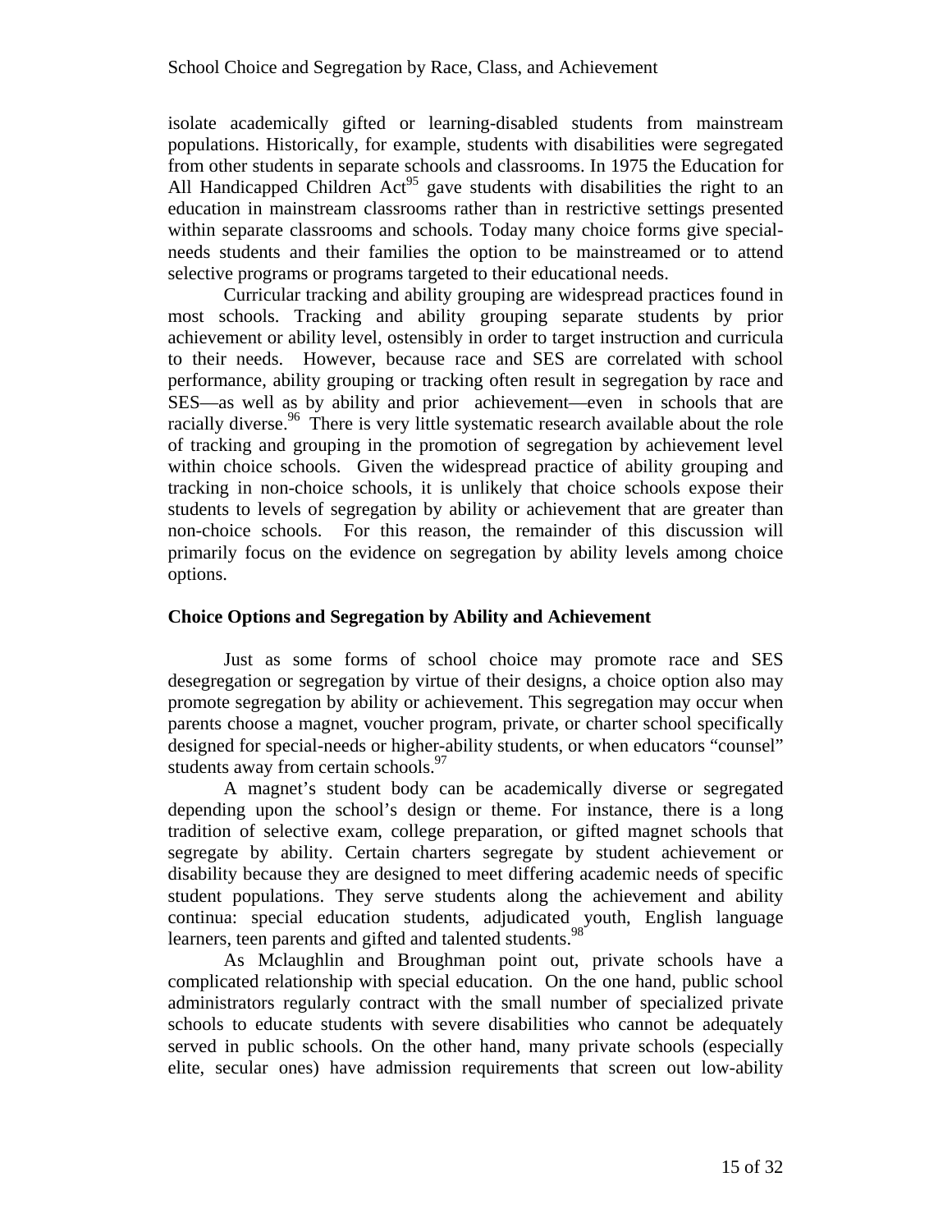isolate academically gifted or learning-disabled students from mainstream populations. Historically, for example, students with disabilities were segregated from other students in separate schools and classrooms. In 1975 the Education for All Handicapped Children Act[95] gave students with disabilities the right to an education in mainstream classrooms rather than in restrictive settings presented within separate classrooms and schools. Today many choice forms give special-needs students and their families the option to be mainstreamed or to attend selective programs or programs targeted to their educational needs.

Curricular tracking and ability grouping are widespread practices found in most schools. Tracking and ability grouping separate students by prior achievement or ability level, ostensibly in order to target instruction and curricula to their needs. However, because race and SES are correlated with school performance, ability grouping or tracking often result in segregation by race and SES—as well as by ability and prior achievement—even in schools that are racially diverse.[96] There is very little systematic research available about the role of tracking and grouping in the promotion of segregation by achievement level within choice schools. Given the widespread practice of ability grouping and tracking in non-choice schools, it is unlikely that choice schools expose their students to levels of segregation by ability or achievement that are greater than non-choice schools. For this reason, the remainder of this discussion will primarily focus on the evidence on segregation by ability levels among choice options.

**Choice Options and Segregation by Ability and Achievement**

Just as some forms of school choice may promote race and SES desegregation or segregation by virtue of their designs, a choice option also may promote segregation by ability or achievement. This segregation may occur when parents choose a magnet, voucher program, private, or charter school specifically designed for special-needs or higher-ability students, or when educators "counsel" students away from certain schools.[97]

A magnet's student body can be academically diverse or segregated depending upon the school's design or theme. For instance, there is a long tradition of selective exam, college preparation, or gifted magnet schools that segregate by ability. Certain charters segregate by student achievement or disability because they are designed to meet differing academic needs of specific student populations. They serve students along the achievement and ability continua: special education students, adjudicated youth, English language learners, teen parents and gifted and talented students.[98]

As Mclaughlin and Broughman point out, private schools have a complicated relationship with special education. On the one hand, public school administrators regularly contract with the small number of specialized private schools to educate students with severe disabilities who cannot be adequately served in public schools. On the other hand, many private schools (especially elite, secular ones) have admission requirements that screen out low-ability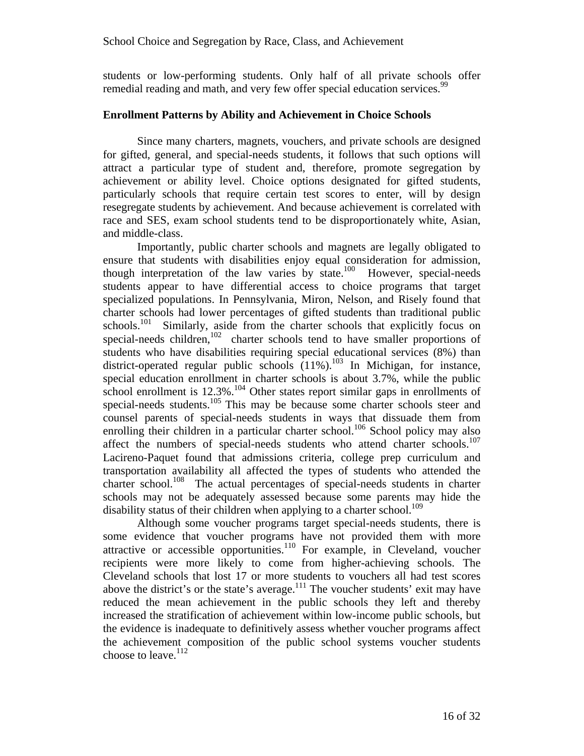students or low-performing students. Only half of all private schools offer remedial reading and math, and very few offer special education services.[99]

### Enrollment Patterns by Ability and Achievement in Choice Schools

Since many charters, magnets, vouchers, and private schools are designed for gifted, general, and special-needs students, it follows that such options will attract a particular type of student and, therefore, promote segregation by achievement or ability level. Choice options designated for gifted students, particularly schools that require certain test scores to enter, will by design resegregate students by achievement. And because achievement is correlated with race and SES, exam school students tend to be disproportionately white, Asian, and middle-class.

Importantly, public charter schools and magnets are legally obligated to ensure that students with disabilities enjoy equal consideration for admission, though interpretation of the law varies by state.[100] However, special-needs students appear to have differential access to choice programs that target specialized populations. In Pennsylvania, Miron, Nelson, and Risely found that charter schools had lower percentages of gifted students than traditional public schools.[101] Similarly, aside from the charter schools that explicitly focus on special-needs children,[102] charter schools tend to have smaller proportions of students who have disabilities requiring special educational services (8%) than district-operated regular public schools (11%).[103] In Michigan, for instance, special education enrollment in charter schools is about 3.7%, while the public school enrollment is 12.3%.[104] Other states report similar gaps in enrollments of special-needs students.[105] This may be because some charter schools steer and counsel parents of special-needs students in ways that dissuade them from enrolling their children in a particular charter school.[106] School policy may also affect the numbers of special-needs students who attend charter schools.[107] Lacireno-Paquet found that admissions criteria, college prep curriculum and transportation availability all affected the types of students who attended the charter school.[108] The actual percentages of special-needs students in charter schools may not be adequately assessed because some parents may hide the disability status of their children when applying to a charter school.[109]

Although some voucher programs target special-needs students, there is some evidence that voucher programs have not provided them with more attractive or accessible opportunities.[110] For example, in Cleveland, voucher recipients were more likely to come from higher-achieving schools. The Cleveland schools that lost 17 or more students to vouchers all had test scores above the district's or the state's average.[111] The voucher students' exit may have reduced the mean achievement in the public schools they left and thereby increased the stratification of achievement within low-income public schools, but the evidence is inadequate to definitively assess whether voucher programs affect the achievement composition of the public school systems voucher students choose to leave.[112]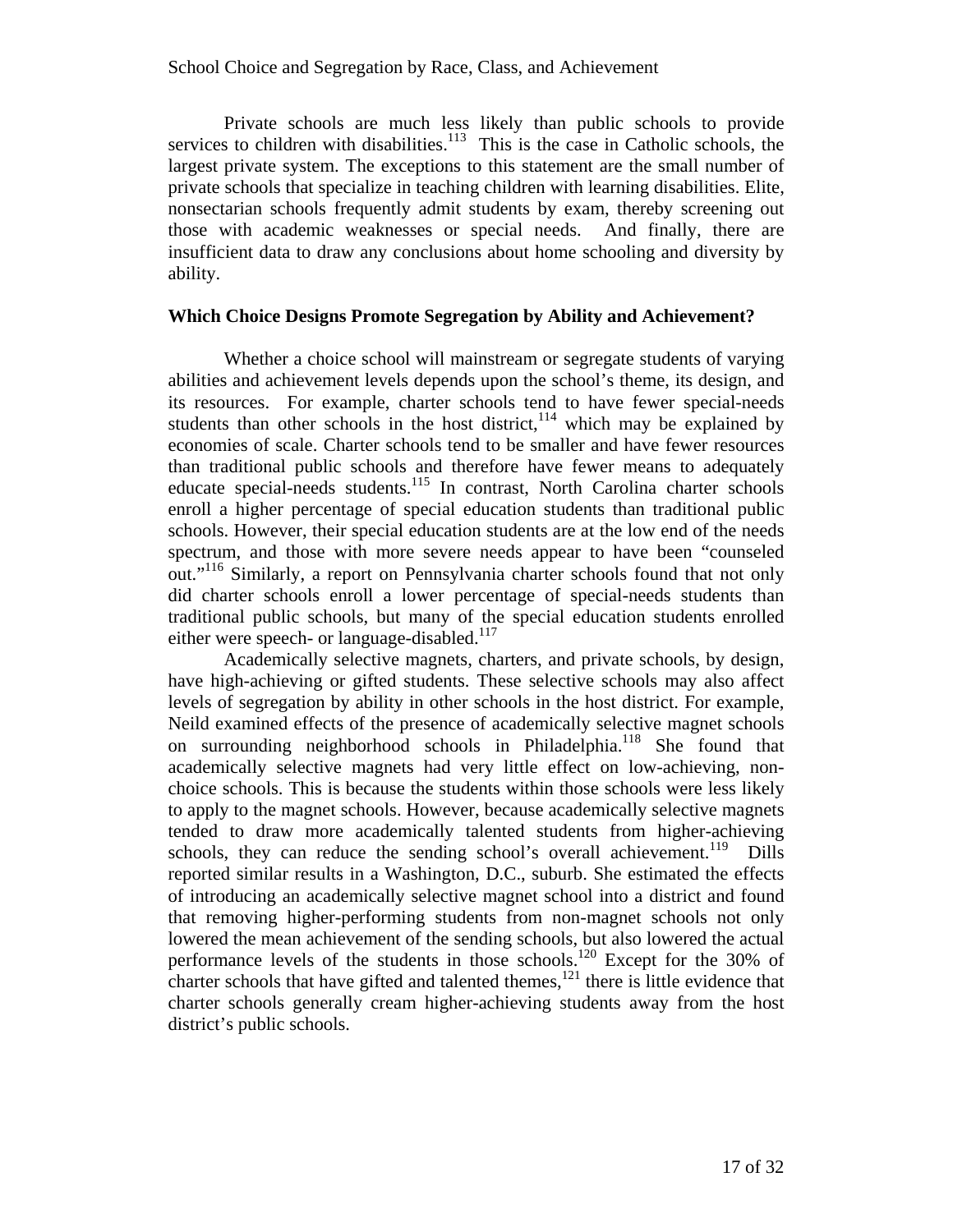Private schools are much less likely than public schools to provide services to children with disabilities.[113] This is the case in Catholic schools, the largest private system. The exceptions to this statement are the small number of private schools that specialize in teaching children with learning disabilities. Elite, nonsectarian schools frequently admit students by exam, thereby screening out those with academic weaknesses or special needs. And finally, there are insufficient data to draw any conclusions about home schooling and diversity by ability.

### Which Choice Designs Promote Segregation by Ability and Achievement?

Whether a choice school will mainstream or segregate students of varying abilities and achievement levels depends upon the school's theme, its design, and its resources. For example, charter schools tend to have fewer special-needs students than other schools in the host district,[114] which may be explained by economies of scale. Charter schools tend to be smaller and have fewer resources than traditional public schools and therefore have fewer means to adequately educate special-needs students.[115] In contrast, North Carolina charter schools enroll a higher percentage of special education students than traditional public schools. However, their special education students are at the low end of the needs spectrum, and those with more severe needs appear to have been "counseled out."[116] Similarly, a report on Pennsylvania charter schools found that not only did charter schools enroll a lower percentage of special-needs students than traditional public schools, but many of the special education students enrolled either were speech- or language-disabled.[117]

Academically selective magnets, charters, and private schools, by design, have high-achieving or gifted students. These selective schools may also affect levels of segregation by ability in other schools in the host district. For example, Neild examined effects of the presence of academically selective magnet schools on surrounding neighborhood schools in Philadelphia.[118] She found that academically selective magnets had very little effect on low-achieving, non-choice schools. This is because the students within those schools were less likely to apply to the magnet schools. However, because academically selective magnets tended to draw more academically talented students from higher-achieving schools, they can reduce the sending school's overall achievement.[119] Dills reported similar results in a Washington, D.C., suburb. She estimated the effects of introducing an academically selective magnet school into a district and found that removing higher-performing students from non-magnet schools not only lowered the mean achievement of the sending schools, but also lowered the actual performance levels of the students in those schools.[120] Except for the 30% of charter schools that have gifted and talented themes,[121] there is little evidence that charter schools generally cream higher-achieving students away from the host district's public schools.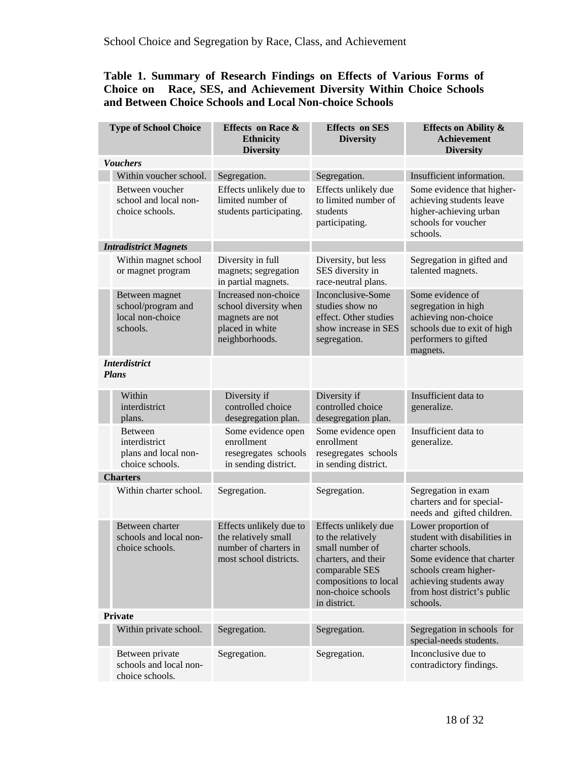**Table 1. Summary of Research Findings on Effects of Various Forms of Choice on Race, SES, and Achievement Diversity Within Choice Schools and Between Choice Schools and Local Non-choice Schools**

| Type of School Choice | Effects on Race & Ethnicity Diversity | Effects on SES Diversity | Effects on Ability & Achievement Diversity |
|---|---|---|---|
| ***Vouchers*** | | | |
| Within voucher school. | Segregation. | Segregation. | Insufficient information. |
| Between voucher school and local non-choice schools. | Effects unlikely due to limited number of students participating. | Effects unlikely due to limited number of students participating. | Some evidence that higher-achieving students leave higher-achieving urban schools for voucher schools. |
| ***Intradistrict Magnets*** | | | |
| Within magnet school or magnet program | Diversity in full magnets; segregation in partial magnets. | Diversity, but less SES diversity in race-neutral plans. | Segregation in gifted and talented magnets. |
| Between magnet school/program and local non-choice schools. | Increased non-choice school diversity when magnets are not placed in white neighborhoods. | Inconclusive-Some studies show no effect. Other studies show increase in SES segregation. | Some evidence of segregation in high achieving non-choice schools due to exit of high performers to gifted magnets. |
| ***Interdistrict Plans*** | | | |
| Within interdistrict plans. | Diversity if controlled choice desegregation plan. | Diversity if controlled choice desegregation plan. | Insufficient data to generalize. |
| Between interdistrict plans and local non-choice schools. | Some evidence open enrollment resegregates schools in sending district. | Some evidence open enrollment resegregates schools in sending district. | Insufficient data to generalize. |
| **Charters** | | | |
| Within charter school. | Segregation. | Segregation. | Segregation in exam charters and for special-needs and gifted children. |
| Between charter schools and local non-choice schools. | Effects unlikely due to the relatively small number of charters in most school districts. | Effects unlikely due to the relatively small number of charters, and their comparable SES compositions to local non-choice schools in district. | Lower proportion of student with disabilities in charter schools. Some evidence that charter schools cream higher-achieving students away from host district's public schools. |
| **Private** | | | |
| Within private school. | Segregation. | Segregation. | Segregation in schools for special-needs students. |
| Between private schools and local non-choice schools. | Segregation. | Segregation. | Inconclusive due to contradictory findings. |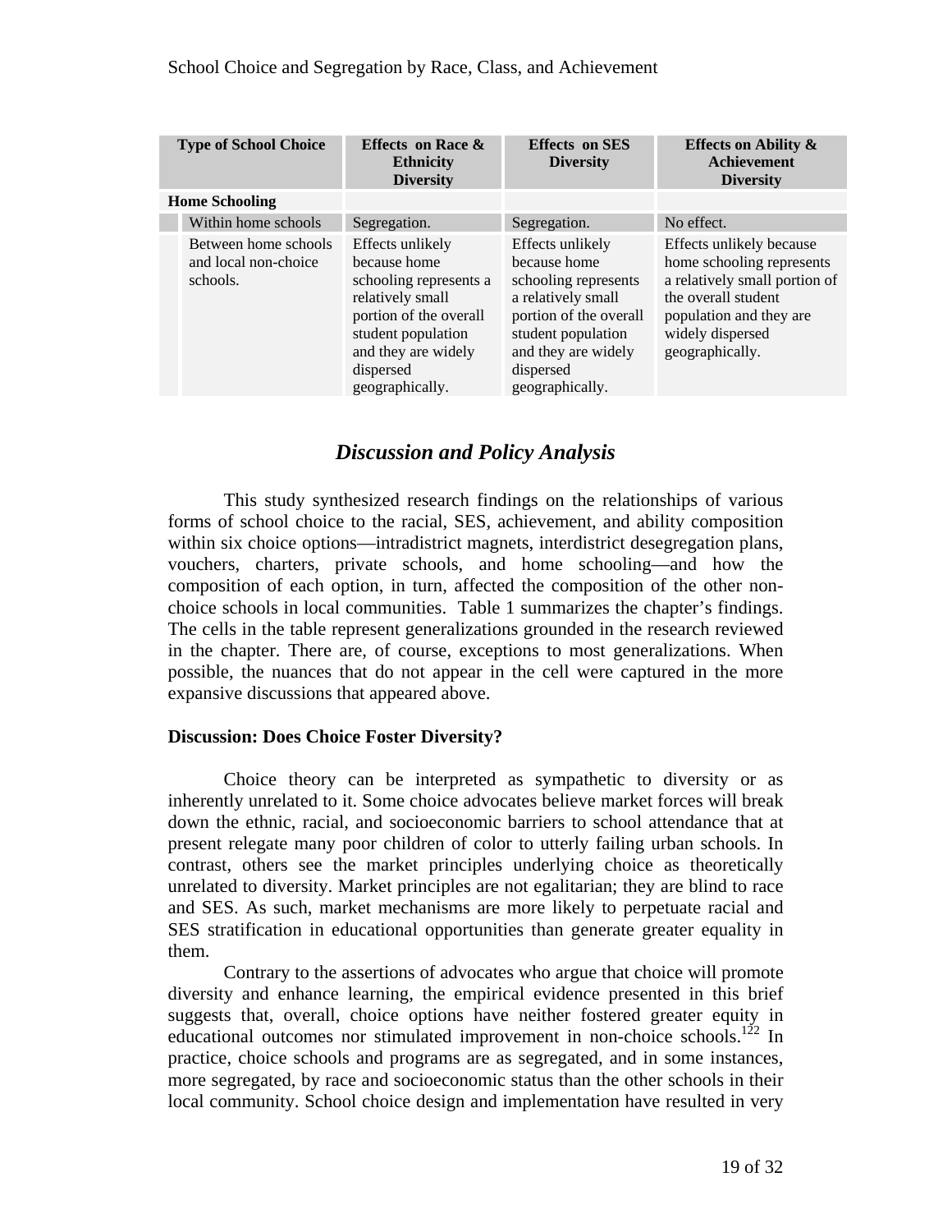| Type of School Choice | Effects on Race & Ethnicity Diversity | Effects on SES Diversity | Effects on Ability & Achievement Diversity |
|---|---|---|---|
| **Home Schooling** | | | |
| Within home schools | Segregation. | Segregation. | No effect. |
| Between home schools and local non-choice schools. | Effects unlikely because home schooling represents a relatively small portion of the overall student population and they are widely dispersed geographically. | Effects unlikely because home schooling represents a relatively small portion of the overall student population and they are widely dispersed geographically. | Effects unlikely because home schooling represents a relatively small portion of the overall student population and they are widely dispersed geographically. |

## *Discussion and Policy Analysis*

This study synthesized research findings on the relationships of various forms of school choice to the racial, SES, achievement, and ability composition within six choice options—intradistrict magnets, interdistrict desegregation plans, vouchers, charters, private schools, and home schooling—and how the composition of each option, in turn, affected the composition of the other non-choice schools in local communities. Table 1 summarizes the chapter's findings. The cells in the table represent generalizations grounded in the research reviewed in the chapter. There are, of course, exceptions to most generalizations. When possible, the nuances that do not appear in the cell were captured in the more expansive discussions that appeared above.

### Discussion: Does Choice Foster Diversity?

Choice theory can be interpreted as sympathetic to diversity or as inherently unrelated to it. Some choice advocates believe market forces will break down the ethnic, racial, and socioeconomic barriers to school attendance that at present relegate many poor children of color to utterly failing urban schools. In contrast, others see the market principles underlying choice as theoretically unrelated to diversity. Market principles are not egalitarian; they are blind to race and SES. As such, market mechanisms are more likely to perpetuate racial and SES stratification in educational opportunities than generate greater equality in them.

Contrary to the assertions of advocates who argue that choice will promote diversity and enhance learning, the empirical evidence presented in this brief suggests that, overall, choice options have neither fostered greater equity in educational outcomes nor stimulated improvement in non-choice schools.[122] In practice, choice schools and programs are as segregated, and in some instances, more segregated, by race and socioeconomic status than the other schools in their local community. School choice design and implementation have resulted in very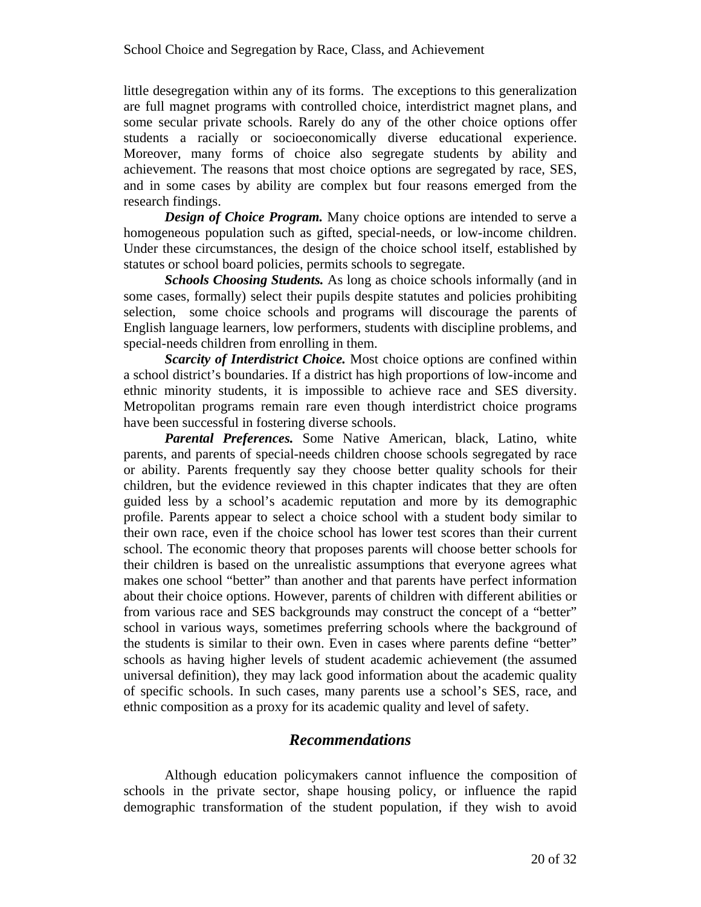little desegregation within any of its forms. The exceptions to this generalization are full magnet programs with controlled choice, interdistrict magnet plans, and some secular private schools. Rarely do any of the other choice options offer students a racially or socioeconomically diverse educational experience. Moreover, many forms of choice also segregate students by ability and achievement. The reasons that most choice options are segregated by race, SES, and in some cases by ability are complex but four reasons emerged from the research findings.

***Design of Choice Program.*** Many choice options are intended to serve a homogeneous population such as gifted, special-needs, or low-income children. Under these circumstances, the design of the choice school itself, established by statutes or school board policies, permits schools to segregate.

***Schools Choosing Students.*** As long as choice schools informally (and in some cases, formally) select their pupils despite statutes and policies prohibiting selection, some choice schools and programs will discourage the parents of English language learners, low performers, students with discipline problems, and special-needs children from enrolling in them.

***Scarcity of Interdistrict Choice.*** Most choice options are confined within a school district's boundaries. If a district has high proportions of low-income and ethnic minority students, it is impossible to achieve race and SES diversity. Metropolitan programs remain rare even though interdistrict choice programs have been successful in fostering diverse schools.

***Parental Preferences.*** Some Native American, black, Latino, white parents, and parents of special-needs children choose schools segregated by race or ability. Parents frequently say they choose better quality schools for their children, but the evidence reviewed in this chapter indicates that they are often guided less by a school's academic reputation and more by its demographic profile. Parents appear to select a choice school with a student body similar to their own race, even if the choice school has lower test scores than their current school. The economic theory that proposes parents will choose better schools for their children is based on the unrealistic assumptions that everyone agrees what makes one school "better" than another and that parents have perfect information about their choice options. However, parents of children with different abilities or from various race and SES backgrounds may construct the concept of a "better" school in various ways, sometimes preferring schools where the background of the students is similar to their own. Even in cases where parents define "better" schools as having higher levels of student academic achievement (the assumed universal definition), they may lack good information about the academic quality of specific schools. In such cases, many parents use a school's SES, race, and ethnic composition as a proxy for its academic quality and level of safety.

## *Recommendations*

Although education policymakers cannot influence the composition of schools in the private sector, shape housing policy, or influence the rapid demographic transformation of the student population, if they wish to avoid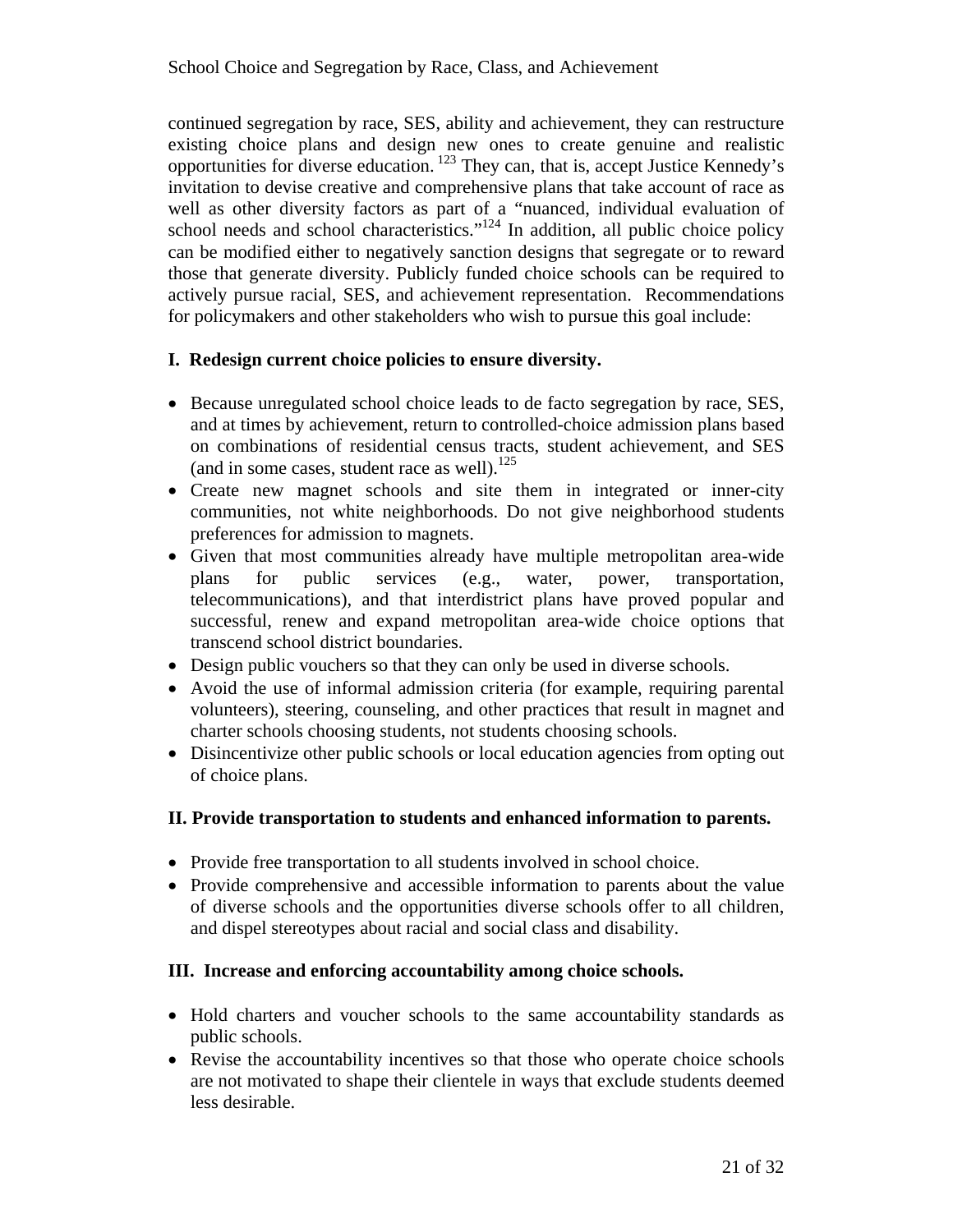continued segregation by race, SES, ability and achievement, they can restructure existing choice plans and design new ones to create genuine and realistic opportunities for diverse education.[123] They can, that is, accept Justice Kennedy's invitation to devise creative and comprehensive plans that take account of race as well as other diversity factors as part of a "nuanced, individual evaluation of school needs and school characteristics."[124] In addition, all public choice policy can be modified either to negatively sanction designs that segregate or to reward those that generate diversity. Publicly funded choice schools can be required to actively pursue racial, SES, and achievement representation. Recommendations for policymakers and other stakeholders who wish to pursue this goal include:

**I. Redesign current choice policies to ensure diversity.**

- Because unregulated school choice leads to de facto segregation by race, SES, and at times by achievement, return to controlled-choice admission plans based on combinations of residential census tracts, student achievement, and SES (and in some cases, student race as well).[125]
- Create new magnet schools and site them in integrated or inner-city communities, not white neighborhoods. Do not give neighborhood students preferences for admission to magnets.
- Given that most communities already have multiple metropolitan area-wide plans for public services (e.g., water, power, transportation, telecommunications), and that interdistrict plans have proved popular and successful, renew and expand metropolitan area-wide choice options that transcend school district boundaries.
- Design public vouchers so that they can only be used in diverse schools.
- Avoid the use of informal admission criteria (for example, requiring parental volunteers), steering, counseling, and other practices that result in magnet and charter schools choosing students, not students choosing schools.
- Disincentivize other public schools or local education agencies from opting out of choice plans.

**II. Provide transportation to students and enhanced information to parents.**

- Provide free transportation to all students involved in school choice.
- Provide comprehensive and accessible information to parents about the value of diverse schools and the opportunities diverse schools offer to all children, and dispel stereotypes about racial and social class and disability.

**III. Increase and enforcing accountability among choice schools.**

- Hold charters and voucher schools to the same accountability standards as public schools.
- Revise the accountability incentives so that those who operate choice schools are not motivated to shape their clientele in ways that exclude students deemed less desirable.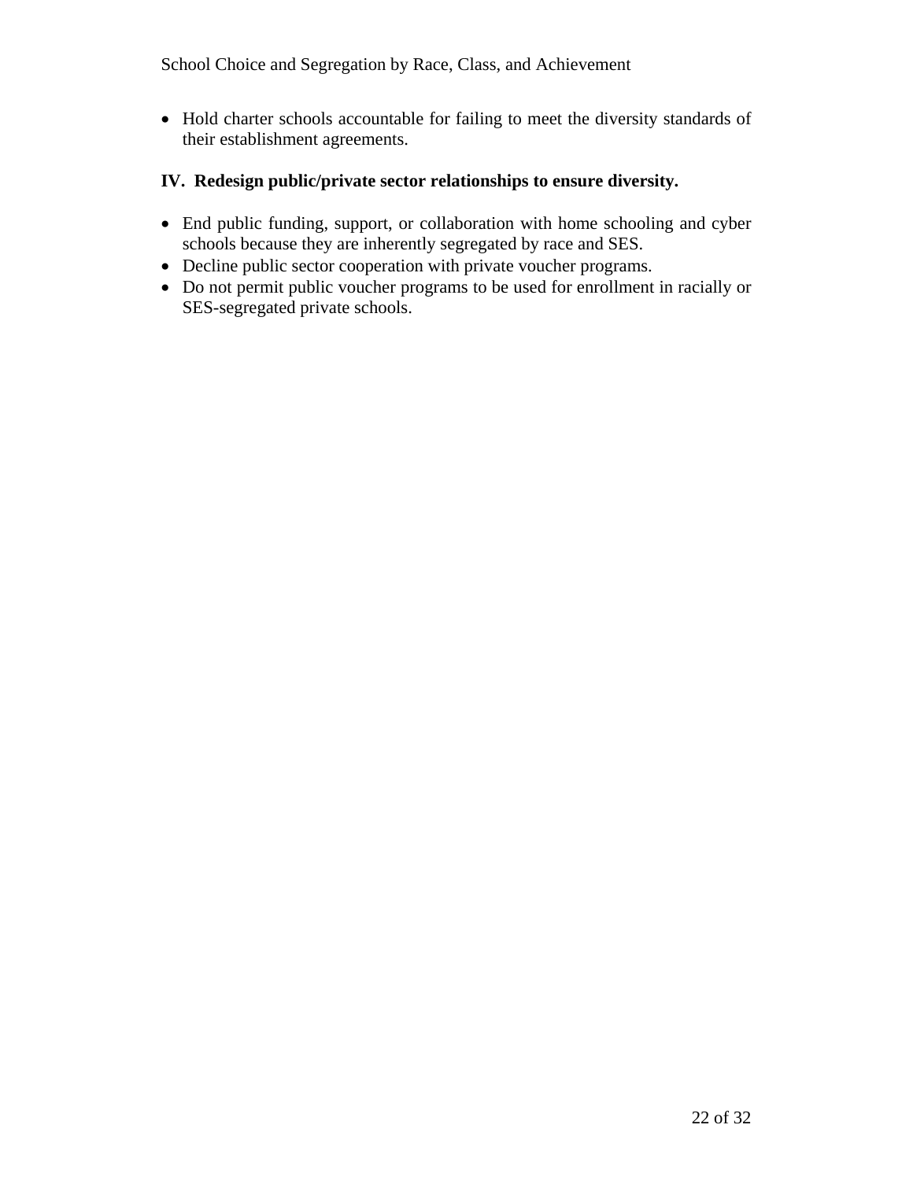- Hold charter schools accountable for failing to meet the diversity standards of their establishment agreements.

**IV. Redesign public/private sector relationships to ensure diversity.**

- End public funding, support, or collaboration with home schooling and cyber schools because they are inherently segregated by race and SES.
- Decline public sector cooperation with private voucher programs.
- Do not permit public voucher programs to be used for enrollment in racially or SES-segregated private schools.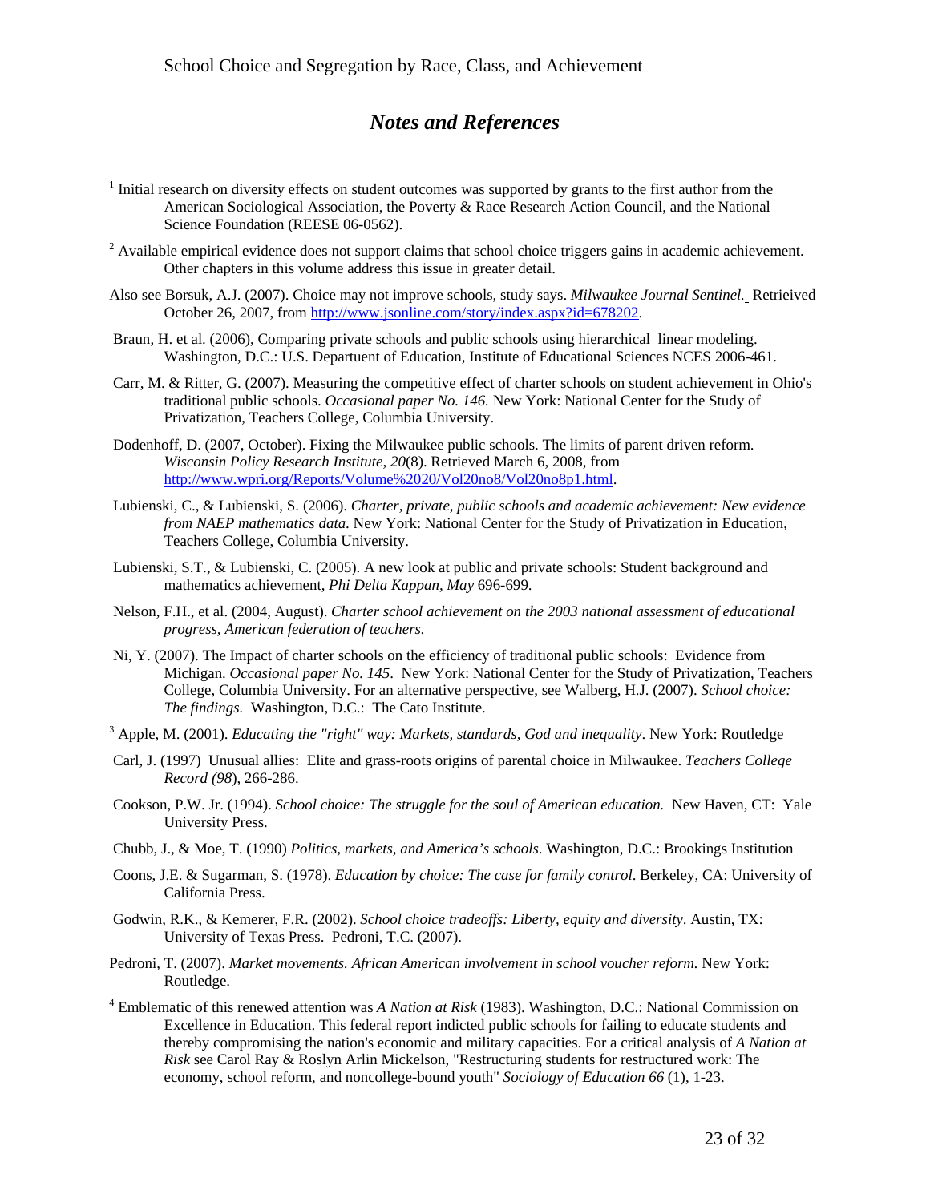## *Notes and References*

[1] Initial research on diversity effects on student outcomes was supported by grants to the first author from the American Sociological Association, the Poverty & Race Research Action Council, and the National Science Foundation (REESE 06-0562).

[2] Available empirical evidence does not support claims that school choice triggers gains in academic achievement. Other chapters in this volume address this issue in greater detail.

Also see Borsuk, A.J. (2007). Choice may not improve schools, study says. *Milwaukee Journal Sentinel.* Retrieived October 26, 2007, from http://www.jsonline.com/story/index.aspx?id=678202.

Braun, H. et al. (2006), Comparing private schools and public schools using hierarchical linear modeling. Washington, D.C.: U.S. Departuent of Education, Institute of Educational Sciences NCES 2006-461.

Carr, M. & Ritter, G. (2007). Measuring the competitive effect of charter schools on student achievement in Ohio's traditional public schools. *Occasional paper No. 146.* New York: National Center for the Study of Privatization, Teachers College, Columbia University.

Dodenhoff, D. (2007, October). Fixing the Milwaukee public schools. The limits of parent driven reform. *Wisconsin Policy Research Institute, 20*(8). Retrieved March 6, 2008, from http://www.wpri.org/Reports/Volume%2020/Vol20no8/Vol20no8p1.html.

Lubienski, C., & Lubienski, S. (2006). *Charter, private, public schools and academic achievement: New evidence from NAEP mathematics data*. New York: National Center for the Study of Privatization in Education, Teachers College, Columbia University.

Lubienski, S.T., & Lubienski, C. (2005). A new look at public and private schools: Student background and mathematics achievement, *Phi Delta Kappan, May* 696-699.

Nelson, F.H., et al. (2004, August). *Charter school achievement on the 2003 national assessment of educational progress, American federation of teachers.*

Ni, Y. (2007). The Impact of charter schools on the efficiency of traditional public schools: Evidence from Michigan. *Occasional paper No. 145*. New York: National Center for the Study of Privatization, Teachers College, Columbia University. For an alternative perspective, see Walberg, H.J. (2007). *School choice: The findings.* Washington, D.C.: The Cato Institute.

[3] Apple, M. (2001). *Educating the "right" way: Markets, standards, God and inequality*. New York: Routledge

Carl, J. (1997) Unusual allies: Elite and grass-roots origins of parental choice in Milwaukee. *Teachers College Record (98*), 266-286.

Cookson, P.W. Jr. (1994). *School choice: The struggle for the soul of American education.* New Haven, CT: Yale University Press.

Chubb, J., & Moe, T. (1990) *Politics, markets, and America's schools.* Washington, D.C.: Brookings Institution

Coons, J.E. & Sugarman, S. (1978). *Education by choice: The case for family control*. Berkeley, CA: University of California Press.

Godwin, R.K., & Kemerer, F.R. (2002). *School choice tradeoffs: Liberty, equity and diversity.* Austin, TX: University of Texas Press. Pedroni, T.C. (2007).

Pedroni, T. (2007). *Market movements. African American involvement in school voucher reform.* New York: Routledge.

[4] Emblematic of this renewed attention was *A Nation at Risk* (1983). Washington, D.C.: National Commission on Excellence in Education. This federal report indicted public schools for failing to educate students and thereby compromising the nation's economic and military capacities. For a critical analysis of *A Nation at Risk* see Carol Ray & Roslyn Arlin Mickelson, "Restructuring students for restructured work: The economy, school reform, and noncollege-bound youth" *Sociology of Education 66* (1), 1-23.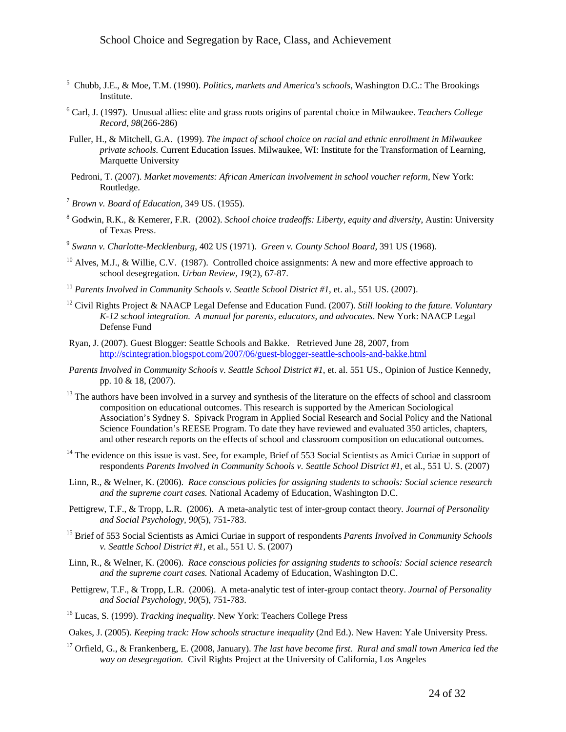[5] Chubb, J.E., & Moe, T.M. (1990). *Politics, markets and America's schools*, Washington D.C.: The Brookings Institute.

[6] Carl, J. (1997). Unusual allies: elite and grass roots origins of parental choice in Milwaukee. *Teachers College Record, 98*(266-286)

Fuller, H., & Mitchell, G.A. (1999). *The impact of school choice on racial and ethnic enrollment in Milwaukee private schools.* Current Education Issues. Milwaukee, WI: Institute for the Transformation of Learning, Marquette University

Pedroni, T. (2007). *Market movements: African American involvement in school voucher reform,* New York: Routledge.

[7] *Brown v. Board of Education,* 349 US. (1955).

[8] Godwin, R.K., & Kemerer, F.R. (2002). *School choice tradeoffs: Liberty, equity and diversity,* Austin: University of Texas Press.

[9] *Swann v. Charlotte-Mecklenburg,* 402 US (1971). *Green v. County School Board,* 391 US (1968).

[10] Alves, M.J., & Willie, C.V. (1987). Controlled choice assignments: A new and more effective approach to school desegregation*. Urban Review*, *19*(2), 67-87.

[11] *Parents Involved in Community Schools v. Seattle School District #1*, et. al., 551 US. (2007).

[12] Civil Rights Project & NAACP Legal Defense and Education Fund. (2007). *Still looking to the future. Voluntary K-12 school integration. A manual for parents, educators, and advocates*. New York: NAACP Legal Defense Fund

Ryan, J. (2007). Guest Blogger: Seattle Schools and Bakke. Retrieved June 28, 2007, from http://scintegration.blogspot.com/2007/06/guest-blogger-seattle-schools-and-bakke.html

*Parents Involved in Community Schools v. Seattle School District #1*, et. al. 551 US., Opinion of Justice Kennedy, pp. 10 & 18, (2007).

[13] The authors have been involved in a survey and synthesis of the literature on the effects of school and classroom composition on educational outcomes. This research is supported by the American Sociological Association's Sydney S. Spivack Program in Applied Social Research and Social Policy and the National Science Foundation's REESE Program. To date they have reviewed and evaluated 350 articles, chapters, and other research reports on the effects of school and classroom composition on educational outcomes.

[14] The evidence on this issue is vast. See, for example, Brief of 553 Social Scientists as Amici Curiae in support of respondents *Parents Involved in Community Schools v. Seattle School District #1,* et al., 551 U. S. (2007)

Linn, R., & Welner, K. (2006). *Race conscious policies for assigning students to schools: Social science research and the supreme court cases.* National Academy of Education, Washington D.C.

Pettigrew, T.F., & Tropp, L.R. (2006). A meta-analytic test of inter-group contact theory. *Journal of Personality and Social Psychology, 90*(5), 751-783.

[15] Brief of 553 Social Scientists as Amici Curiae in support of respondents *Parents Involved in Community Schools v. Seattle School District #1,* et al., 551 U. S. (2007)

Linn, R., & Welner, K. (2006). *Race conscious policies for assigning students to schools: Social science research and the supreme court cases.* National Academy of Education, Washington D.C.

Pettigrew, T.F., & Tropp, L.R. (2006). A meta-analytic test of inter-group contact theory. *Journal of Personality and Social Psychology, 90*(5), 751-783.

[16] Lucas, S. (1999). *Tracking inequality*. New York: Teachers College Press

Oakes, J. (2005). *Keeping track: How schools structure inequality* (2nd Ed.). New Haven: Yale University Press.

[17] Orfield, G., & Frankenberg, E. (2008, January). *The last have become first. Rural and small town America led the way on desegregation.* Civil Rights Project at the University of California, Los Angeles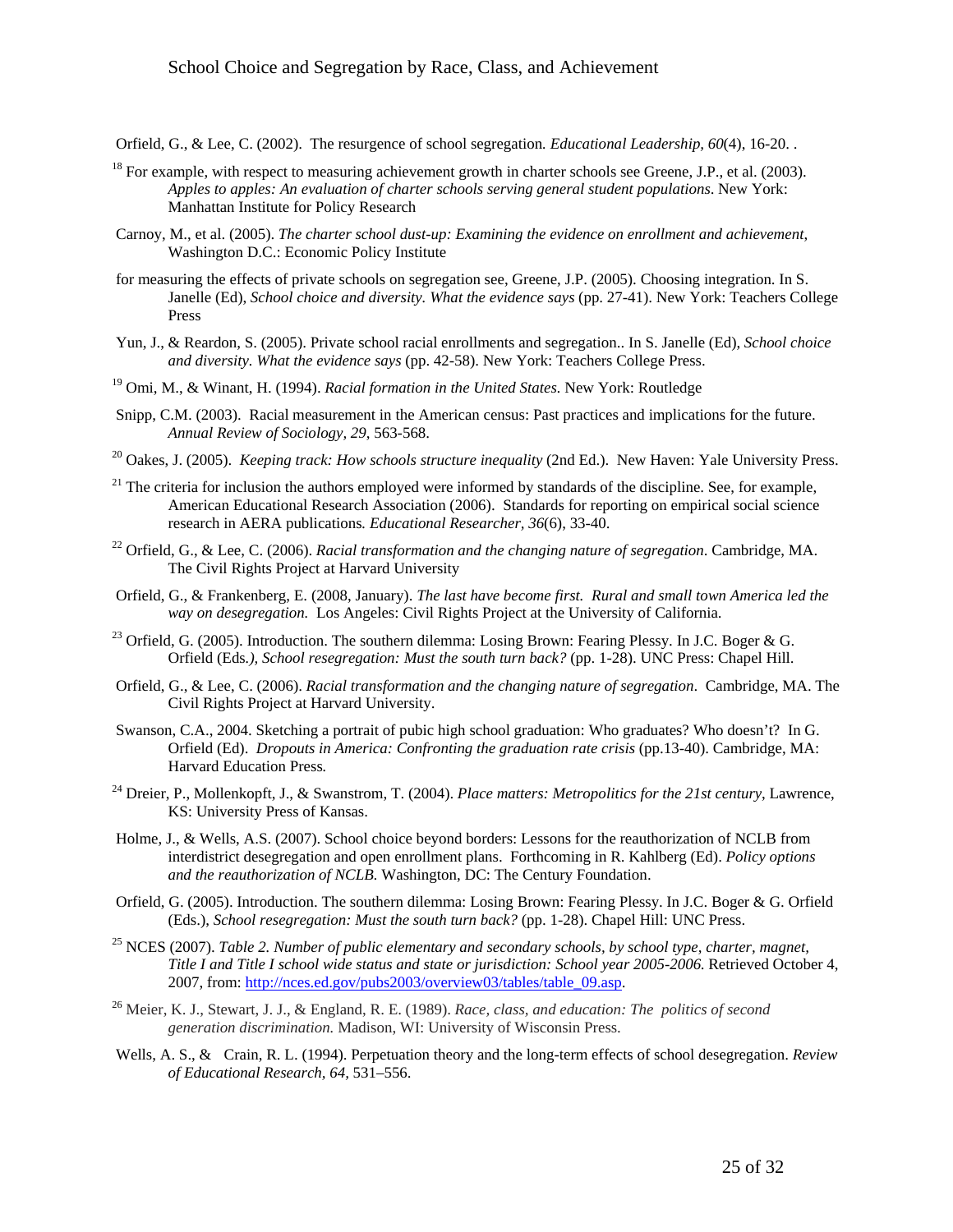Orfield, G., & Lee, C. (2002). The resurgence of school segregation. *Educational Leadership, 60*(4), 16-20. .

[18] For example, with respect to measuring achievement growth in charter schools see Greene, J.P., et al. (2003). *Apples to apples: An evaluation of charter schools serving general student populations*. New York: Manhattan Institute for Policy Research

Carnoy, M., et al. (2005). *The charter school dust-up: Examining the evidence on enrollment and achievement*, Washington D.C.: Economic Policy Institute

for measuring the effects of private schools on segregation see, Greene, J.P. (2005). Choosing integration. In S. Janelle (Ed), *School choice and diversity. What the evidence says* (pp. 27-41). New York: Teachers College Press

Yun, J., & Reardon, S. (2005). Private school racial enrollments and segregation.. In S. Janelle (Ed), *School choice and diversity. What the evidence says* (pp. 42-58). New York: Teachers College Press.

[19] Omi, M., & Winant, H. (1994). *Racial formation in the United States*. New York: Routledge

Snipp, C.M. (2003). Racial measurement in the American census: Past practices and implications for the future. *Annual Review of Sociology, 29*, 563-568.

[20] Oakes, J. (2005). *Keeping track: How schools structure inequality* (2nd Ed.). New Haven: Yale University Press.

[21] The criteria for inclusion the authors employed were informed by standards of the discipline. See, for example, American Educational Research Association (2006). Standards for reporting on empirical social science research in AERA publications. *Educational Researcher, 36*(6), 33-40.

[22] Orfield, G., & Lee, C. (2006). *Racial transformation and the changing nature of segregation*. Cambridge, MA. The Civil Rights Project at Harvard University

Orfield, G., & Frankenberg, E. (2008, January). *The last have become first. Rural and small town America led the way on desegregation.* Los Angeles: Civil Rights Project at the University of California.

[23] Orfield, G. (2005). Introduction. The southern dilemma: Losing Brown: Fearing Plessy. In J.C. Boger & G. Orfield (Eds*.), School resegregation: Must the south turn back?* (pp. 1-28). UNC Press: Chapel Hill.

Orfield, G., & Lee, C. (2006). *Racial transformation and the changing nature of segregation*. Cambridge, MA. The Civil Rights Project at Harvard University.

Swanson, C.A., 2004. Sketching a portrait of pubic high school graduation: Who graduates? Who doesn't? In G. Orfield (Ed). *Dropouts in America: Confronting the graduation rate crisis* (pp.13-40). Cambridge, MA: Harvard Education Press.

[24] Dreier, P., Mollenkopft, J., & Swanstrom, T. (2004). *Place matters: Metropolitics for the 21st century*, Lawrence, KS: University Press of Kansas.

Holme, J., & Wells, A.S. (2007). School choice beyond borders: Lessons for the reauthorization of NCLB from interdistrict desegregation and open enrollment plans. Forthcoming in R. Kahlberg (Ed). *Policy options and the reauthorization of NCLB.* Washington, DC: The Century Foundation.

Orfield, G. (2005). Introduction. The southern dilemma: Losing Brown: Fearing Plessy. In J.C. Boger & G. Orfield (Eds.), *School resegregation: Must the south turn back?* (pp. 1-28). Chapel Hill: UNC Press.

[25] NCES (2007). *Table 2. Number of public elementary and secondary schools, by school type, charter, magnet, Title I and Title I school wide status and state or jurisdiction: School year 2005-2006.* Retrieved October 4, 2007, from: http://nces.ed.gov/pubs2003/overview03/tables/table_09.asp.

[26] Meier, K. J., Stewart, J. J., & England, R. E. (1989). *Race, class, and education: The politics of second generation discrimination.* Madison, WI: University of Wisconsin Press.

Wells, A. S., & Crain, R. L. (1994). Perpetuation theory and the long-term effects of school desegregation. *Review of Educational Research, 64,* 531–556.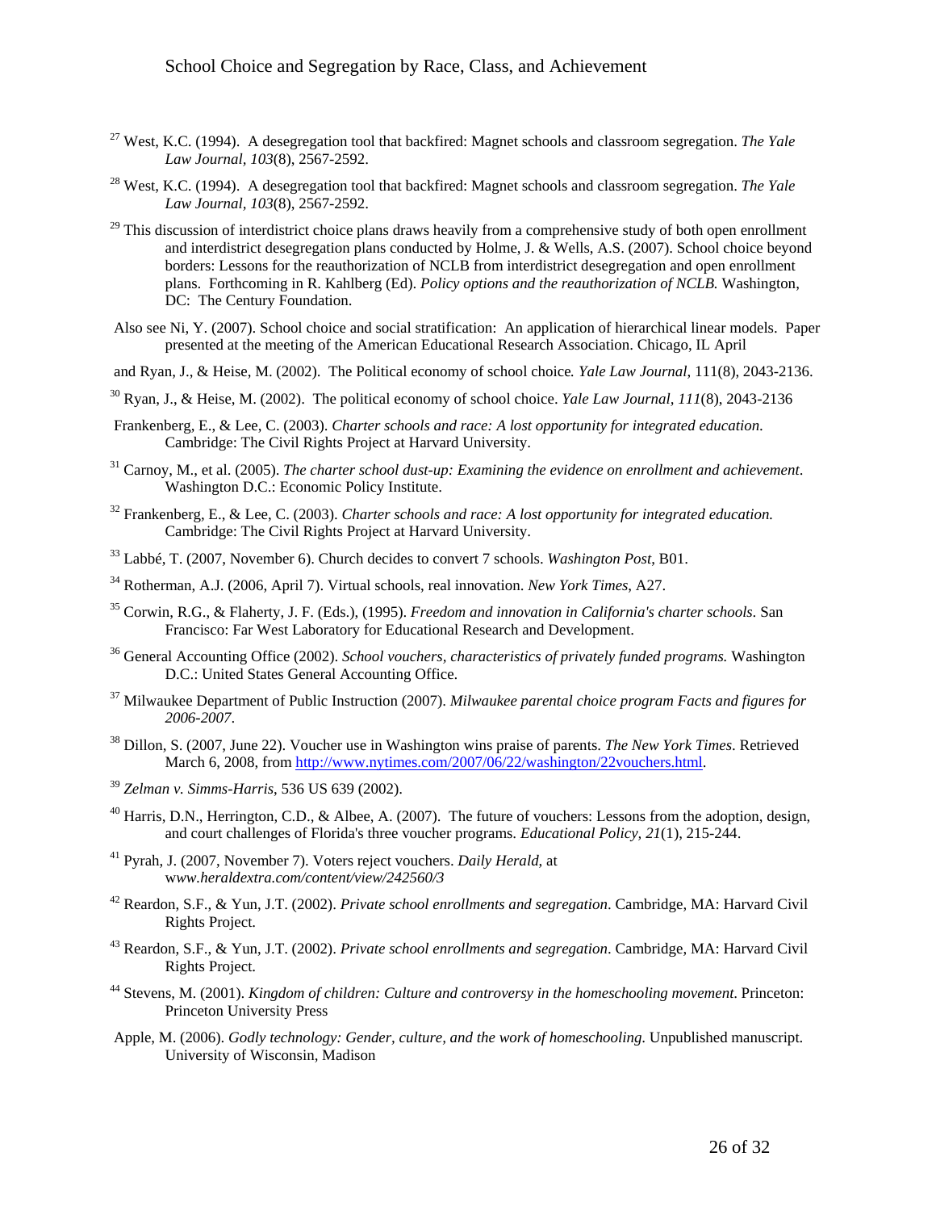[27] West, K.C. (1994). A desegregation tool that backfired: Magnet schools and classroom segregation. *The Yale Law Journal, 103*(8), 2567-2592.

[28] West, K.C. (1994). A desegregation tool that backfired: Magnet schools and classroom segregation. *The Yale Law Journal, 103*(8), 2567-2592.

[29] This discussion of interdistrict choice plans draws heavily from a comprehensive study of both open enrollment and interdistrict desegregation plans conducted by Holme, J. & Wells, A.S. (2007). School choice beyond borders: Lessons for the reauthorization of NCLB from interdistrict desegregation and open enrollment plans. Forthcoming in R. Kahlberg (Ed). *Policy options and the reauthorization of NCLB.* Washington, DC: The Century Foundation.

Also see Ni, Y. (2007). School choice and social stratification: An application of hierarchical linear models. Paper presented at the meeting of the American Educational Research Association. Chicago, IL April

and Ryan, J., & Heise, M. (2002). The Political economy of school choice*. Yale Law Journal,* 111(8), 2043-2136.

[30] Ryan, J., & Heise, M. (2002). The political economy of school choice. *Yale Law Journal, 111*(8), 2043-2136

Frankenberg, E., & Lee, C. (2003). *Charter schools and race: A lost opportunity for integrated education*. Cambridge: The Civil Rights Project at Harvard University.

[31] Carnoy, M., et al. (2005). *The charter school dust-up: Examining the evidence on enrollment and achievement*. Washington D.C.: Economic Policy Institute.

[32] Frankenberg, E., & Lee, C. (2003). *Charter schools and race: A lost opportunity for integrated education.* Cambridge: The Civil Rights Project at Harvard University.

[33] Labbé, T. (2007, November 6). Church decides to convert 7 schools. *Washington Post*, B01.

[34] Rotherman, A.J. (2006, April 7). Virtual schools, real innovation. *New York Times*, A27.

[35] Corwin, R.G., & Flaherty, J. F. (Eds.), (1995). *Freedom and innovation in California's charter schools*. San Francisco: Far West Laboratory for Educational Research and Development.

[36] General Accounting Office (2002). *School vouchers, characteristics of privately funded programs.* Washington D.C.: United States General Accounting Office.

[37] Milwaukee Department of Public Instruction (2007). *Milwaukee parental choice program Facts and figures for 2006-2007*.

[38] Dillon, S. (2007, June 22). Voucher use in Washington wins praise of parents. *The New York Times*. Retrieved March 6, 2008, from http://www.nytimes.com/2007/06/22/washington/22vouchers.html.

[39] *Zelman v. Simms-Harris*, 536 US 639 (2002).

[40] Harris, D.N., Herrington, C.D., & Albee, A. (2007). The future of vouchers: Lessons from the adoption, design, and court challenges of Florida's three voucher programs. *Educational Policy, 21*(1), 215-244.

[41] Pyrah, J. (2007, November 7). Voters reject vouchers. *Daily Herald*, at *www.heraldextra.com/content/view/242560/3*

[42] Reardon, S.F., & Yun, J.T. (2002). *Private school enrollments and segregation*. Cambridge, MA: Harvard Civil Rights Project.

[43] Reardon, S.F., & Yun, J.T. (2002). *Private school enrollments and segregation*. Cambridge, MA: Harvard Civil Rights Project.

[44] Stevens, M. (2001). *Kingdom of children: Culture and controversy in the homeschooling movement*. Princeton: Princeton University Press

Apple, M. (2006). *Godly technology: Gender, culture, and the work of homeschooling*. Unpublished manuscript. University of Wisconsin, Madison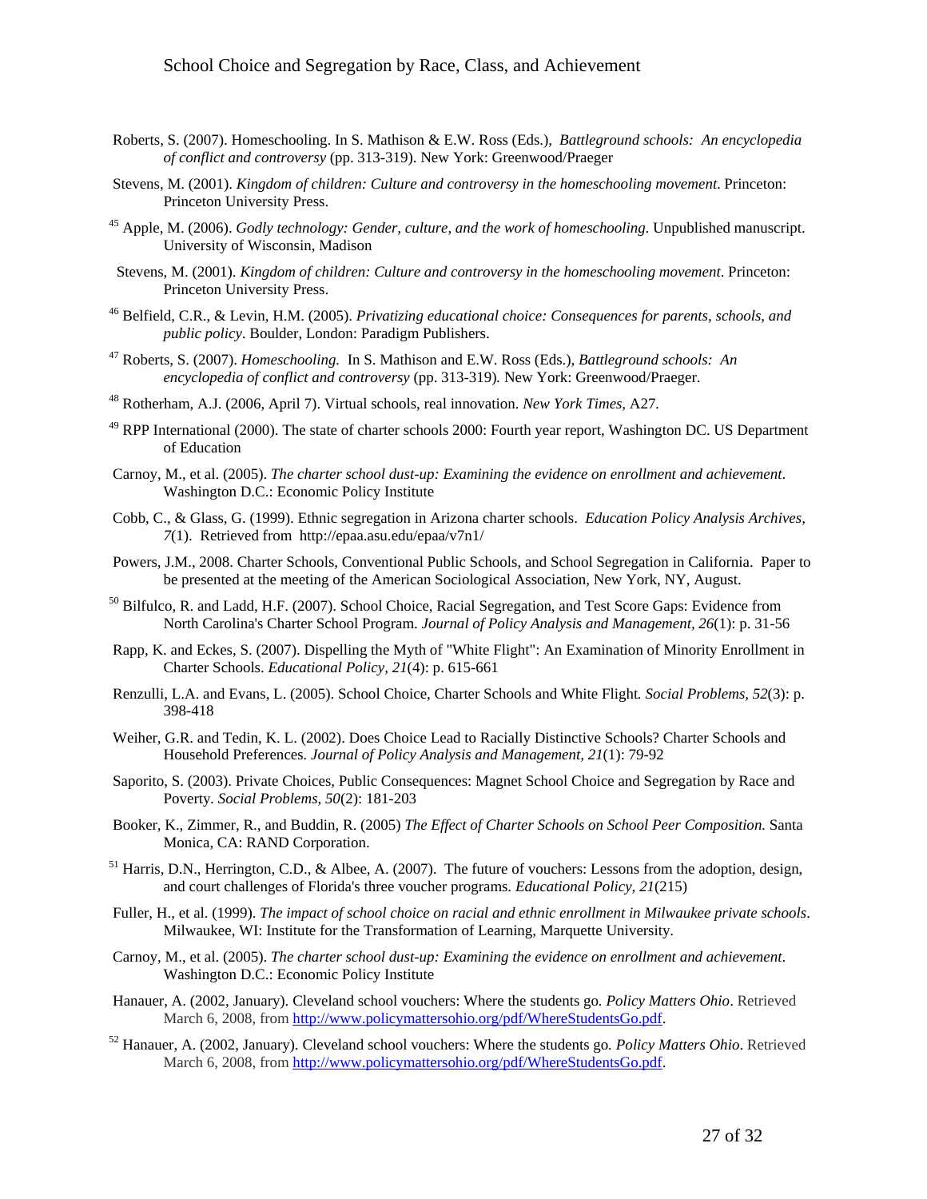Roberts, S. (2007). Homeschooling. In S. Mathison & E.W. Ross (Eds.), *Battleground schools: An encyclopedia of conflict and controversy* (pp. 313-319). New York: Greenwood/Praeger

Stevens, M. (2001). *Kingdom of children: Culture and controversy in the homeschooling movement*. Princeton: Princeton University Press.

[45] Apple, M. (2006). *Godly technology: Gender, culture, and the work of homeschooling*. Unpublished manuscript. University of Wisconsin, Madison

Stevens, M. (2001). *Kingdom of children: Culture and controversy in the homeschooling movement*. Princeton: Princeton University Press.

[46] Belfield, C.R., & Levin, H.M. (2005). *Privatizing educational choice: Consequences for parents, schools, and public policy*. Boulder, London: Paradigm Publishers.

[47] Roberts, S. (2007). *Homeschooling.* In S. Mathison and E.W. Ross (Eds.), *Battleground schools: An encyclopedia of conflict and controversy* (pp. 313-319)*.* New York: Greenwood/Praeger.

[48] Rotherham, A.J. (2006, April 7). Virtual schools, real innovation. *New York Times*, A27.

[49] RPP International (2000). The state of charter schools 2000: Fourth year report, Washington DC. US Department of Education

Carnoy, M., et al. (2005). *The charter school dust-up: Examining the evidence on enrollment and achievement*. Washington D.C.: Economic Policy Institute

Cobb, C., & Glass, G. (1999). Ethnic segregation in Arizona charter schools. *Education Policy Analysis Archives, 7*(1). Retrieved from http://epaa.asu.edu/epaa/v7n1/

Powers, J.M., 2008. Charter Schools, Conventional Public Schools, and School Segregation in California. Paper to be presented at the meeting of the American Sociological Association, New York, NY, August.

[50] Bilfulco, R. and Ladd, H.F. (2007). School Choice, Racial Segregation, and Test Score Gaps: Evidence from North Carolina's Charter School Program. *Journal of Policy Analysis and Management*, *26*(1): p. 31-56

Rapp, K. and Eckes, S. (2007). Dispelling the Myth of "White Flight": An Examination of Minority Enrollment in Charter Schools. *Educational Policy, 21*(4): p. 615-661

Renzulli, L.A. and Evans, L. (2005). School Choice, Charter Schools and White Flight*. Social Problems, 52*(3): p. 398-418

Weiher, G.R. and Tedin, K. L. (2002). Does Choice Lead to Racially Distinctive Schools? Charter Schools and Household Preferences. *Journal of Policy Analysis and Management, 21*(1): 79-92

Saporito, S. (2003). Private Choices, Public Consequences: Magnet School Choice and Segregation by Race and Poverty. *Social Problems, 50*(2): 181-203

Booker, K., Zimmer, R., and Buddin, R. (2005) *The Effect of Charter Schools on School Peer Composition.* Santa Monica, CA: RAND Corporation.

[51] Harris, D.N., Herrington, C.D., & Albee, A. (2007). The future of vouchers: Lessons from the adoption, design, and court challenges of Florida's three voucher programs. *Educational Policy, 21*(215)

Fuller, H., et al. (1999). *The impact of school choice on racial and ethnic enrollment in Milwaukee private schools*. Milwaukee, WI: Institute for the Transformation of Learning, Marquette University.

Carnoy, M., et al. (2005). *The charter school dust-up: Examining the evidence on enrollment and achievement*. Washington D.C.: Economic Policy Institute

Hanauer, A. (2002, January). Cleveland school vouchers: Where the students go*. Policy Matters Ohio*. Retrieved March 6, 2008, from http://www.policymattersohio.org/pdf/WhereStudentsGo.pdf.

[52] Hanauer, A. (2002, January). Cleveland school vouchers: Where the students go*. Policy Matters Ohio*. Retrieved March 6, 2008, from http://www.policymattersohio.org/pdf/WhereStudentsGo.pdf.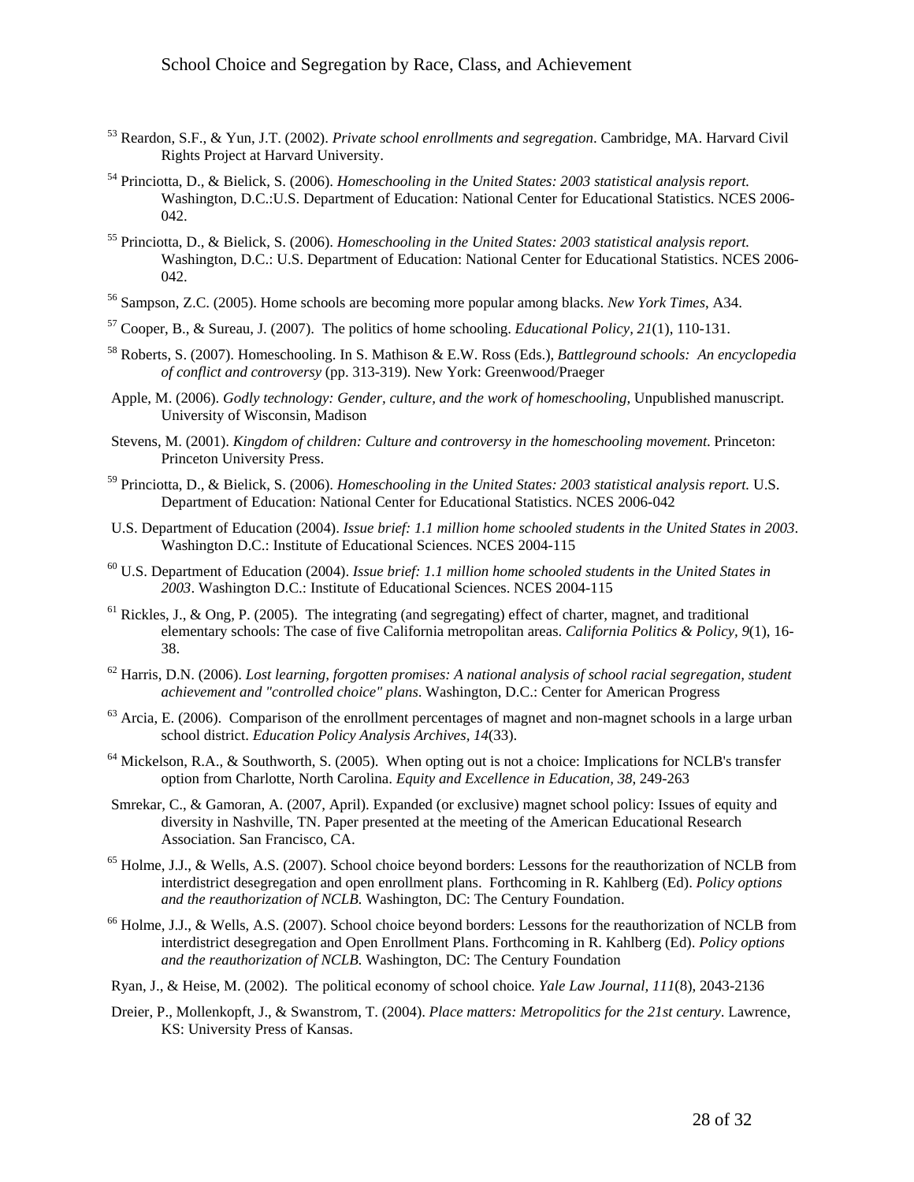[53] Reardon, S.F., & Yun, J.T. (2002). *Private school enrollments and segregation*. Cambridge, MA. Harvard Civil Rights Project at Harvard University.

[54] Princiotta, D., & Bielick, S. (2006). *Homeschooling in the United States: 2003 statistical analysis report.* Washington, D.C.:U.S. Department of Education: National Center for Educational Statistics. NCES 2006-042.

[55] Princiotta, D., & Bielick, S. (2006). *Homeschooling in the United States: 2003 statistical analysis report.* Washington, D.C.: U.S. Department of Education: National Center for Educational Statistics. NCES 2006-042.

[56] Sampson, Z.C. (2005). Home schools are becoming more popular among blacks. *New York Times*, A34.

[57] Cooper, B., & Sureau, J. (2007). The politics of home schooling. *Educational Policy, 21*(1), 110-131.

[58] Roberts, S. (2007). Homeschooling. In S. Mathison & E.W. Ross (Eds.), *Battleground schools: An encyclopedia of conflict and controversy* (pp. 313-319). New York: Greenwood/Praeger

Apple, M. (2006). *Godly technology: Gender, culture, and the work of homeschooling*, Unpublished manuscript. University of Wisconsin, Madison

Stevens, M. (2001). *Kingdom of children: Culture and controversy in the homeschooling movement*. Princeton: Princeton University Press.

[59] Princiotta, D., & Bielick, S. (2006). *Homeschooling in the United States: 2003 statistical analysis report.* U.S. Department of Education: National Center for Educational Statistics. NCES 2006-042

U.S. Department of Education (2004). *Issue brief: 1.1 million home schooled students in the United States in 2003*. Washington D.C.: Institute of Educational Sciences. NCES 2004-115

[60] U.S. Department of Education (2004). *Issue brief: 1.1 million home schooled students in the United States in 2003*. Washington D.C.: Institute of Educational Sciences. NCES 2004-115

[61] Rickles, J., & Ong, P. (2005). The integrating (and segregating) effect of charter, magnet, and traditional elementary schools: The case of five California metropolitan areas. *California Politics & Policy, 9*(1), 16-38.

[62] Harris, D.N. (2006). *Lost learning, forgotten promises: A national analysis of school racial segregation, student achievement and "controlled choice" plans*. Washington, D.C.: Center for American Progress

[63] Arcia, E. (2006). Comparison of the enrollment percentages of magnet and non-magnet schools in a large urban school district. *Education Policy Analysis Archives, 14*(33).

[64] Mickelson, R.A., & Southworth, S. (2005). When opting out is not a choice: Implications for NCLB's transfer option from Charlotte, North Carolina. *Equity and Excellence in Education, 38*, 249-263

Smrekar, C., & Gamoran, A. (2007, April). Expanded (or exclusive) magnet school policy: Issues of equity and diversity in Nashville, TN. Paper presented at the meeting of the American Educational Research Association. San Francisco, CA.

[65] Holme, J.J., & Wells, A.S. (2007). School choice beyond borders: Lessons for the reauthorization of NCLB from interdistrict desegregation and open enrollment plans. Forthcoming in R. Kahlberg (Ed). *Policy options and the reauthorization of NCLB.* Washington, DC: The Century Foundation.

[66] Holme, J.J., & Wells, A.S. (2007). School choice beyond borders: Lessons for the reauthorization of NCLB from interdistrict desegregation and Open Enrollment Plans. Forthcoming in R. Kahlberg (Ed). *Policy options and the reauthorization of NCLB.* Washington, DC: The Century Foundation

Ryan, J., & Heise, M. (2002). The political economy of school choice*. Yale Law Journal, 111*(8), 2043-2136

Dreier, P., Mollenkopft, J., & Swanstrom, T. (2004). *Place matters: Metropolitics for the 21st century*. Lawrence, KS: University Press of Kansas.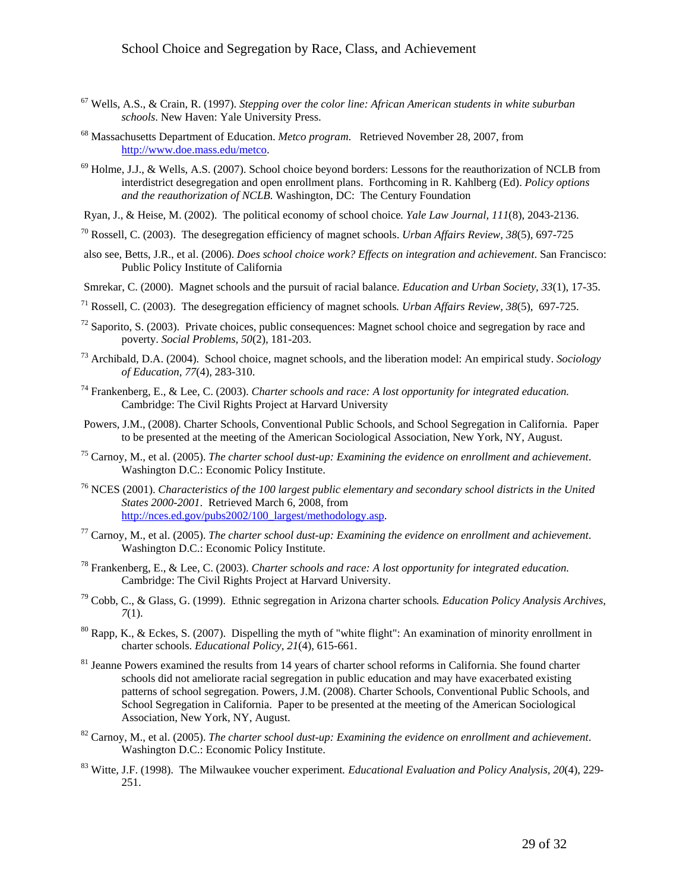[67] Wells, A.S., & Crain, R. (1997). *Stepping over the color line: African American students in white suburban schools*. New Haven: Yale University Press.

[68] Massachusetts Department of Education. *Metco program*. Retrieved November 28, 2007, from http://www.doe.mass.edu/metco.

[69] Holme, J.J., & Wells, A.S. (2007). School choice beyond borders: Lessons for the reauthorization of NCLB from interdistrict desegregation and open enrollment plans. Forthcoming in R. Kahlberg (Ed). *Policy options and the reauthorization of NCLB.* Washington, DC: The Century Foundation

Ryan, J., & Heise, M. (2002). The political economy of school choice. *Yale Law Journal, 111*(8), 2043-2136.

[70] Rossell, C. (2003). The desegregation efficiency of magnet schools. *Urban Affairs Review*, *38*(5), 697-725

also see, Betts, J.R., et al. (2006). *Does school choice work? Effects on integration and achievement*. San Francisco: Public Policy Institute of California

Smrekar, C. (2000). Magnet schools and the pursuit of racial balance. *Education and Urban Society, 33*(1), 17-35.

[71] Rossell, C. (2003). The desegregation efficiency of magnet schools*. Urban Affairs Review, 38*(5), 697-725.

[72] Saporito, S. (2003). Private choices, public consequences: Magnet school choice and segregation by race and poverty. *Social Problems, 50*(2), 181-203.

[73] Archibald, D.A. (2004). School choice, magnet schools, and the liberation model: An empirical study. *Sociology of Education, 77*(4), 283-310.

[74] Frankenberg, E., & Lee, C. (2003). *Charter schools and race: A lost opportunity for integrated education.* Cambridge: The Civil Rights Project at Harvard University

Powers, J.M., (2008). Charter Schools, Conventional Public Schools, and School Segregation in California. Paper to be presented at the meeting of the American Sociological Association, New York, NY, August.

[75] Carnoy, M., et al. (2005). *The charter school dust-up: Examining the evidence on enrollment and achievement*. Washington D.C.: Economic Policy Institute.

[76] NCES (2001). *Characteristics of the 100 largest public elementary and secondary school districts in the United States 2000-2001*. Retrieved March 6, 2008, from http://nces.ed.gov/pubs2002/100_largest/methodology.asp.

[77] Carnoy, M., et al. (2005). *The charter school dust-up: Examining the evidence on enrollment and achievement*. Washington D.C.: Economic Policy Institute.

[78] Frankenberg, E., & Lee, C. (2003). *Charter schools and race: A lost opportunity for integrated education.* Cambridge: The Civil Rights Project at Harvard University.

[79] Cobb, C., & Glass, G. (1999). Ethnic segregation in Arizona charter schools*. Education Policy Analysis Archives, 7*(1).

[80] Rapp, K., & Eckes, S. (2007). Dispelling the myth of "white flight": An examination of minority enrollment in charter schools. *Educational Policy, 21*(4), 615-661.

[81] Jeanne Powers examined the results from 14 years of charter school reforms in California. She found charter schools did not ameliorate racial segregation in public education and may have exacerbated existing patterns of school segregation. Powers, J.M. (2008). Charter Schools, Conventional Public Schools, and School Segregation in California. Paper to be presented at the meeting of the American Sociological Association, New York, NY, August.

[82] Carnoy, M., et al. (2005). *The charter school dust-up: Examining the evidence on enrollment and achievement*. Washington D.C.: Economic Policy Institute.

[83] Witte, J.F. (1998). The Milwaukee voucher experiment*. Educational Evaluation and Policy Analysis, 20*(4), 229-251.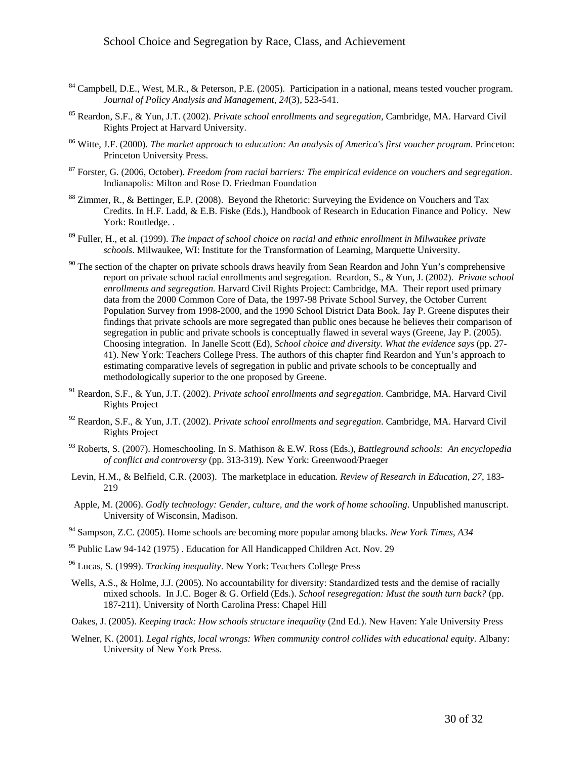[84] Campbell, D.E., West, M.R., & Peterson, P.E. (2005). Participation in a national, means tested voucher program. *Journal of Policy Analysis and Management, 24*(3), 523-541.

[85] Reardon, S.F., & Yun, J.T. (2002). *Private school enrollments and segregation*, Cambridge, MA. Harvard Civil Rights Project at Harvard University.

[86] Witte, J.F. (2000). *The market approach to education: An analysis of America's first voucher program*. Princeton: Princeton University Press.

[87] Forster, G. (2006, October). *Freedom from racial barriers: The empirical evidence on vouchers and segregation*. Indianapolis: Milton and Rose D. Friedman Foundation

[88] Zimmer, R., & Bettinger, E.P. (2008). Beyond the Rhetoric: Surveying the Evidence on Vouchers and Tax Credits. In H.F. Ladd, & E.B. Fiske (Eds.), Handbook of Research in Education Finance and Policy. New York: Routledge. .

[89] Fuller, H., et al. (1999). *The impact of school choice on racial and ethnic enrollment in Milwaukee private schools*. Milwaukee, WI: Institute for the Transformation of Learning, Marquette University.

[90] The section of the chapter on private schools draws heavily from Sean Reardon and John Yun's comprehensive report on private school racial enrollments and segregation. Reardon, S., & Yun, J. (2002). *Private school enrollments and segregation.* Harvard Civil Rights Project: Cambridge, MA. Their report used primary data from the 2000 Common Core of Data, the 1997-98 Private School Survey, the October Current Population Survey from 1998-2000, and the 1990 School District Data Book. Jay P. Greene disputes their findings that private schools are more segregated than public ones because he believes their comparison of segregation in public and private schools is conceptually flawed in several ways (Greene, Jay P. (2005). Choosing integration. In Janelle Scott (Ed), *School choice and diversity. What the evidence says* (pp. 27-41). New York: Teachers College Press. The authors of this chapter find Reardon and Yun's approach to estimating comparative levels of segregation in public and private schools to be conceptually and methodologically superior to the one proposed by Greene.

[91] Reardon, S.F., & Yun, J.T. (2002). *Private school enrollments and segregation*. Cambridge, MA. Harvard Civil Rights Project

[92] Reardon, S.F., & Yun, J.T. (2002). *Private school enrollments and segregation*. Cambridge, MA. Harvard Civil Rights Project

[93] Roberts, S. (2007). Homeschooling. In S. Mathison & E.W. Ross (Eds.), *Battleground schools: An encyclopedia of conflict and controversy* (pp. 313-319)*.* New York: Greenwood/Praeger

Levin, H.M., & Belfield, C.R. (2003). The marketplace in education*. Review of Research in Education, 27*, 183-219

Apple, M. (2006). *Godly technology: Gender, culture, and the work of home schooling*. Unpublished manuscript. University of Wisconsin, Madison.

[94] Sampson, Z.C. (2005). Home schools are becoming more popular among blacks. *New York Times, A34*

[95] Public Law 94-142 (1975) . Education for All Handicapped Children Act. Nov. 29

[96] Lucas, S. (1999). *Tracking inequality*. New York: Teachers College Press

Wells, A.S., & Holme, J.J. (2005). No accountability for diversity: Standardized tests and the demise of racially mixed schools. In J.C. Boger & G. Orfield (Eds.). *School resegregation: Must the south turn back?* (pp. 187-211). University of North Carolina Press: Chapel Hill

Oakes, J. (2005). *Keeping track: How schools structure inequality* (2nd Ed.). New Haven: Yale University Press

Welner, K. (2001). *Legal rights, local wrongs: When community control collides with educational equity*. Albany: University of New York Press.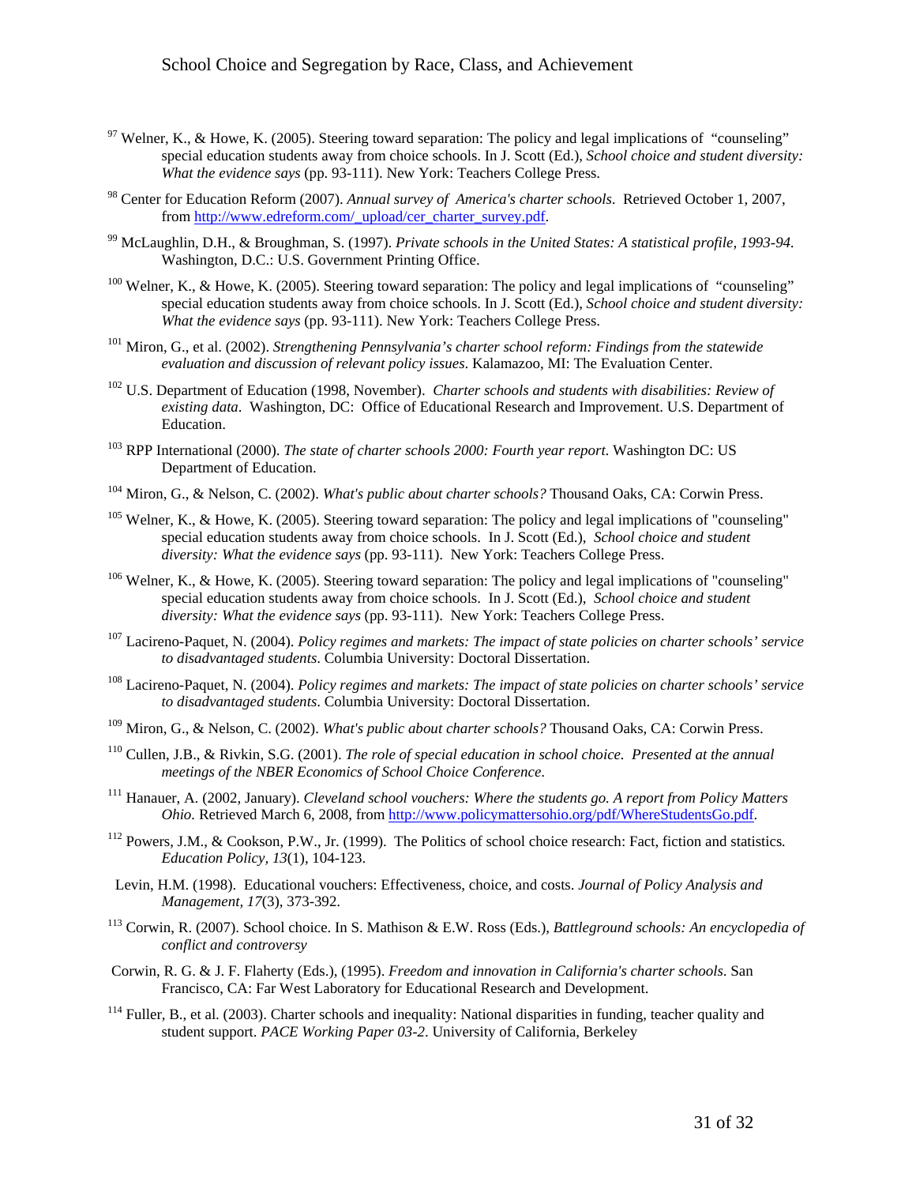[97] Welner, K., & Howe, K. (2005). Steering toward separation: The policy and legal implications of "counseling" special education students away from choice schools. In J. Scott (Ed.), *School choice and student diversity: What the evidence says* (pp. 93-111). New York: Teachers College Press.

[98] Center for Education Reform (2007). *Annual survey of America's charter schools*. Retrieved October 1, 2007, from http://www.edreform.com/_upload/cer_charter_survey.pdf.

[99] McLaughlin, D.H., & Broughman, S. (1997). *Private schools in the United States: A statistical profile, 1993-94*. Washington, D.C.: U.S. Government Printing Office.

[100] Welner, K., & Howe, K. (2005). Steering toward separation: The policy and legal implications of "counseling" special education students away from choice schools. In J. Scott (Ed.), *School choice and student diversity: What the evidence says* (pp. 93-111). New York: Teachers College Press.

[101] Miron, G., et al. (2002). *Strengthening Pennsylvania's charter school reform: Findings from the statewide evaluation and discussion of relevant policy issues*. Kalamazoo, MI: The Evaluation Center.

[102] U.S. Department of Education (1998, November). *Charter schools and students with disabilities: Review of existing data*. Washington, DC: Office of Educational Research and Improvement. U.S. Department of Education.

[103] RPP International (2000). *The state of charter schools 2000: Fourth year report*. Washington DC: US Department of Education.

[104] Miron, G., & Nelson, C. (2002). *What's public about charter schools?* Thousand Oaks, CA: Corwin Press.

[105] Welner, K., & Howe, K. (2005). Steering toward separation: The policy and legal implications of "counseling" special education students away from choice schools. In J. Scott (Ed.), *School choice and student diversity: What the evidence says* (pp. 93-111). New York: Teachers College Press.

[106] Welner, K., & Howe, K. (2005). Steering toward separation: The policy and legal implications of "counseling" special education students away from choice schools. In J. Scott (Ed.), *School choice and student diversity: What the evidence says* (pp. 93-111). New York: Teachers College Press.

[107] Lacireno-Paquet, N. (2004). *Policy regimes and markets: The impact of state policies on charter schools' service to disadvantaged students*. Columbia University: Doctoral Dissertation.

[108] Lacireno-Paquet, N. (2004). *Policy regimes and markets: The impact of state policies on charter schools' service to disadvantaged students*. Columbia University: Doctoral Dissertation.

[109] Miron, G., & Nelson, C. (2002). *What's public about charter schools?* Thousand Oaks, CA: Corwin Press.

[110] Cullen, J.B., & Rivkin, S.G. (2001). *The role of special education in school choice. Presented at the annual meetings of the NBER Economics of School Choice Conference*.

[111] Hanauer, A. (2002, January). *Cleveland school vouchers: Where the students go. A report from Policy Matters Ohio.* Retrieved March 6, 2008, from http://www.policymattersohio.org/pdf/WhereStudentsGo.pdf.

[112] Powers, J.M., & Cookson, P.W., Jr. (1999). The Politics of school choice research: Fact, fiction and statistics. *Education Policy, 13*(1), 104-123.

Levin, H.M. (1998). Educational vouchers: Effectiveness, choice, and costs. *Journal of Policy Analysis and Management*, *17*(3), 373-392.

[113] Corwin, R. (2007). School choice. In S. Mathison & E.W. Ross (Eds.), *Battleground schools: An encyclopedia of conflict and controversy*

Corwin, R. G. & J. F. Flaherty (Eds.), (1995). *Freedom and innovation in California's charter schools*. San Francisco, CA: Far West Laboratory for Educational Research and Development.

[114] Fuller, B., et al. (2003). Charter schools and inequality: National disparities in funding, teacher quality and student support. *PACE Working Paper 03-2*. University of California, Berkeley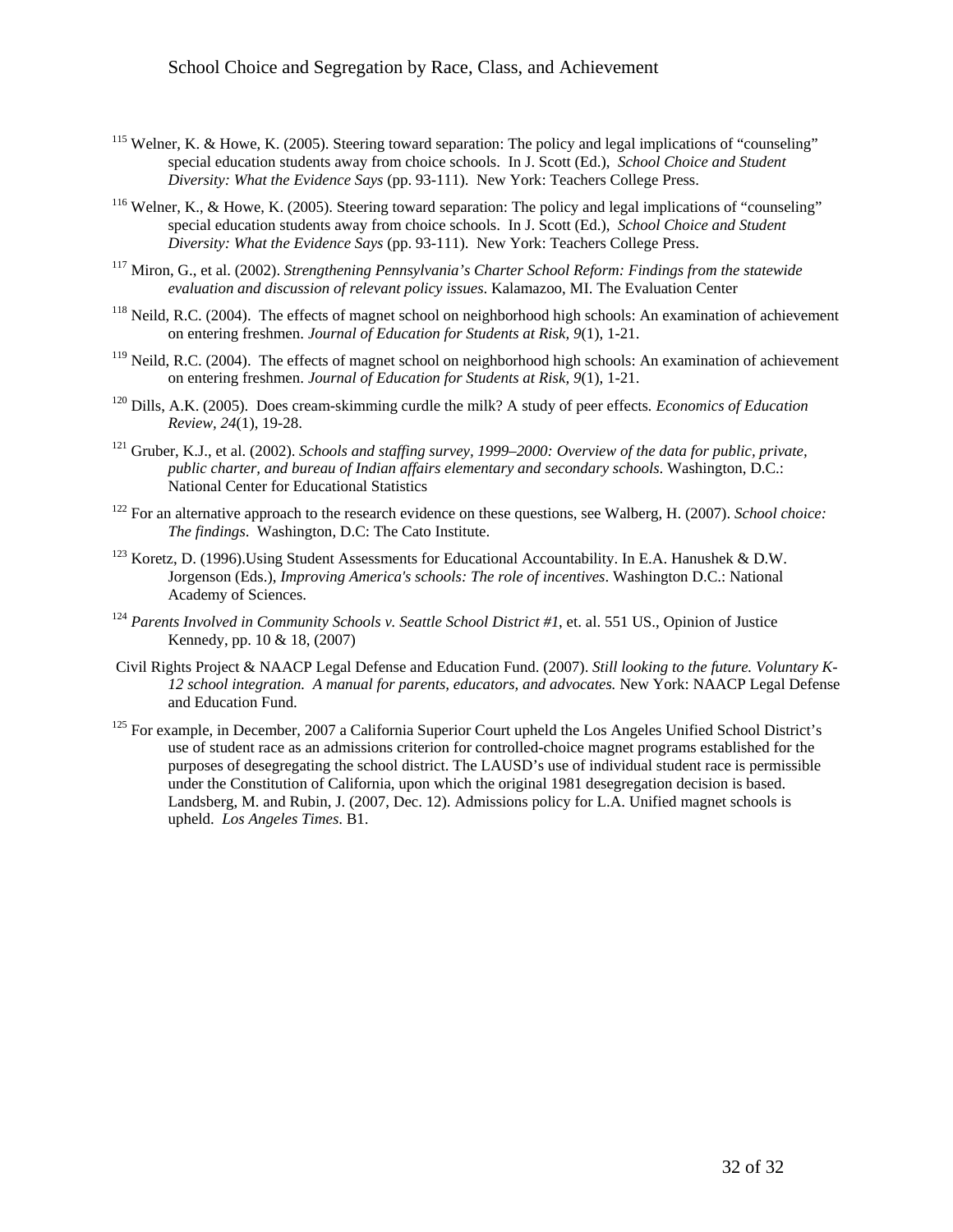[115] Welner, K. & Howe, K. (2005). Steering toward separation: The policy and legal implications of "counseling" special education students away from choice schools. In J. Scott (Ed.), *School Choice and Student Diversity: What the Evidence Says* (pp. 93-111). New York: Teachers College Press.

[116] Welner, K., & Howe, K. (2005). Steering toward separation: The policy and legal implications of "counseling" special education students away from choice schools. In J. Scott (Ed.), *School Choice and Student Diversity: What the Evidence Says* (pp. 93-111). New York: Teachers College Press.

[117] Miron, G., et al. (2002). *Strengthening Pennsylvania's Charter School Reform: Findings from the statewide evaluation and discussion of relevant policy issues*. Kalamazoo, MI. The Evaluation Center

[118] Neild, R.C. (2004). The effects of magnet school on neighborhood high schools: An examination of achievement on entering freshmen. *Journal of Education for Students at Risk, 9*(1), 1-21.

[119] Neild, R.C. (2004). The effects of magnet school on neighborhood high schools: An examination of achievement on entering freshmen. *Journal of Education for Students at Risk, 9*(1), 1-21.

[120] Dills, A.K. (2005). Does cream-skimming curdle the milk? A study of peer effects*. Economics of Education Review, 24*(1), 19-28.

[121] Gruber, K.J., et al. (2002). *Schools and staffing survey, 1999–2000: Overview of the data for public, private, public charter, and bureau of Indian affairs elementary and secondary schools*. Washington, D.C.: National Center for Educational Statistics

[122] For an alternative approach to the research evidence on these questions, see Walberg, H. (2007). *School choice: The findings*. Washington, D.C: The Cato Institute.

[123] Koretz, D. (1996).Using Student Assessments for Educational Accountability. In E.A. Hanushek & D.W. Jorgenson (Eds.), *Improving America's schools: The role of incentives*. Washington D.C.: National Academy of Sciences.

[124] *Parents Involved in Community Schools v. Seattle School District #1*, et. al. 551 US., Opinion of Justice Kennedy, pp. 10 & 18, (2007)

Civil Rights Project & NAACP Legal Defense and Education Fund. (2007). *Still looking to the future. Voluntary K-12 school integration. A manual for parents, educators, and advocates.* New York: NAACP Legal Defense and Education Fund.

[125] For example, in December, 2007 a California Superior Court upheld the Los Angeles Unified School District's use of student race as an admissions criterion for controlled-choice magnet programs established for the purposes of desegregating the school district. The LAUSD's use of individual student race is permissible under the Constitution of California, upon which the original 1981 desegregation decision is based. Landsberg, M. and Rubin, J. (2007, Dec. 12). Admissions policy for L.A. Unified magnet schools is upheld. *Los Angeles Times*. B1.